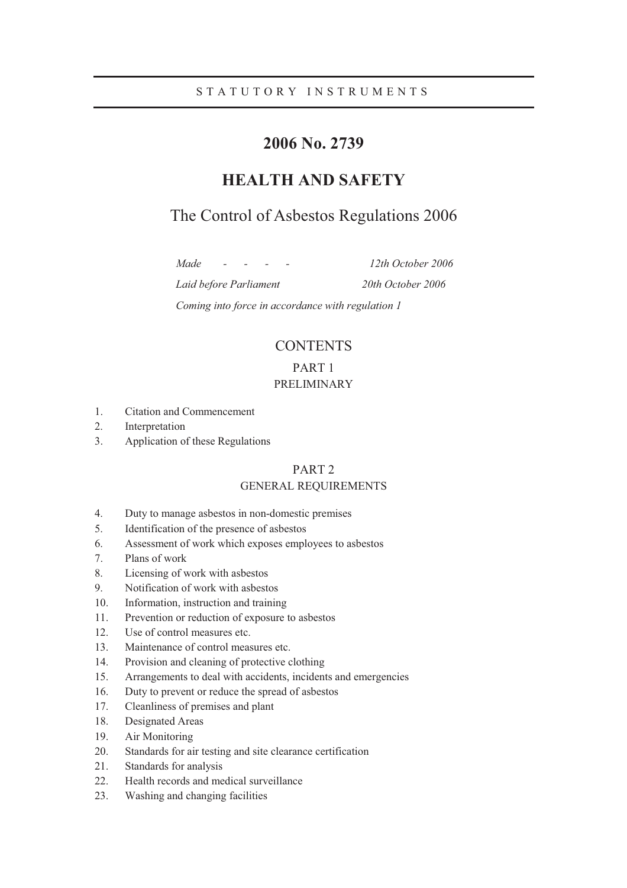STATUTORY INSTRUMENTS

# 2006 No. 2739

# HEALTH AND SAFETY

## The Control of Asbestos Regulations 2006

| | |
|---|---|
| *Made - - - -* | *12th October 2006* |
| *Laid before Parliament* | *20th October 2006* |

*Coming into force in accordance with regulation 1*

## CONTENTS

### PART 1
### PRELIMINARY

1. Citation and Commencement
2. Interpretation
3. Application of these Regulations

### PART 2
### GENERAL REQUIREMENTS

4. Duty to manage asbestos in non-domestic premises
5. Identification of the presence of asbestos
6. Assessment of work which exposes employees to asbestos
7. Plans of work
8. Licensing of work with asbestos
9. Notification of work with asbestos
10. Information, instruction and training
11. Prevention or reduction of exposure to asbestos
12. Use of control measures etc.
13. Maintenance of control measures etc.
14. Provision and cleaning of protective clothing
15. Arrangements to deal with accidents, incidents and emergencies
16. Duty to prevent or reduce the spread of asbestos
17. Cleanliness of premises and plant
18. Designated Areas
19. Air Monitoring
20. Standards for air testing and site clearance certification
21. Standards for analysis
22. Health records and medical surveillance
23. Washing and changing facilities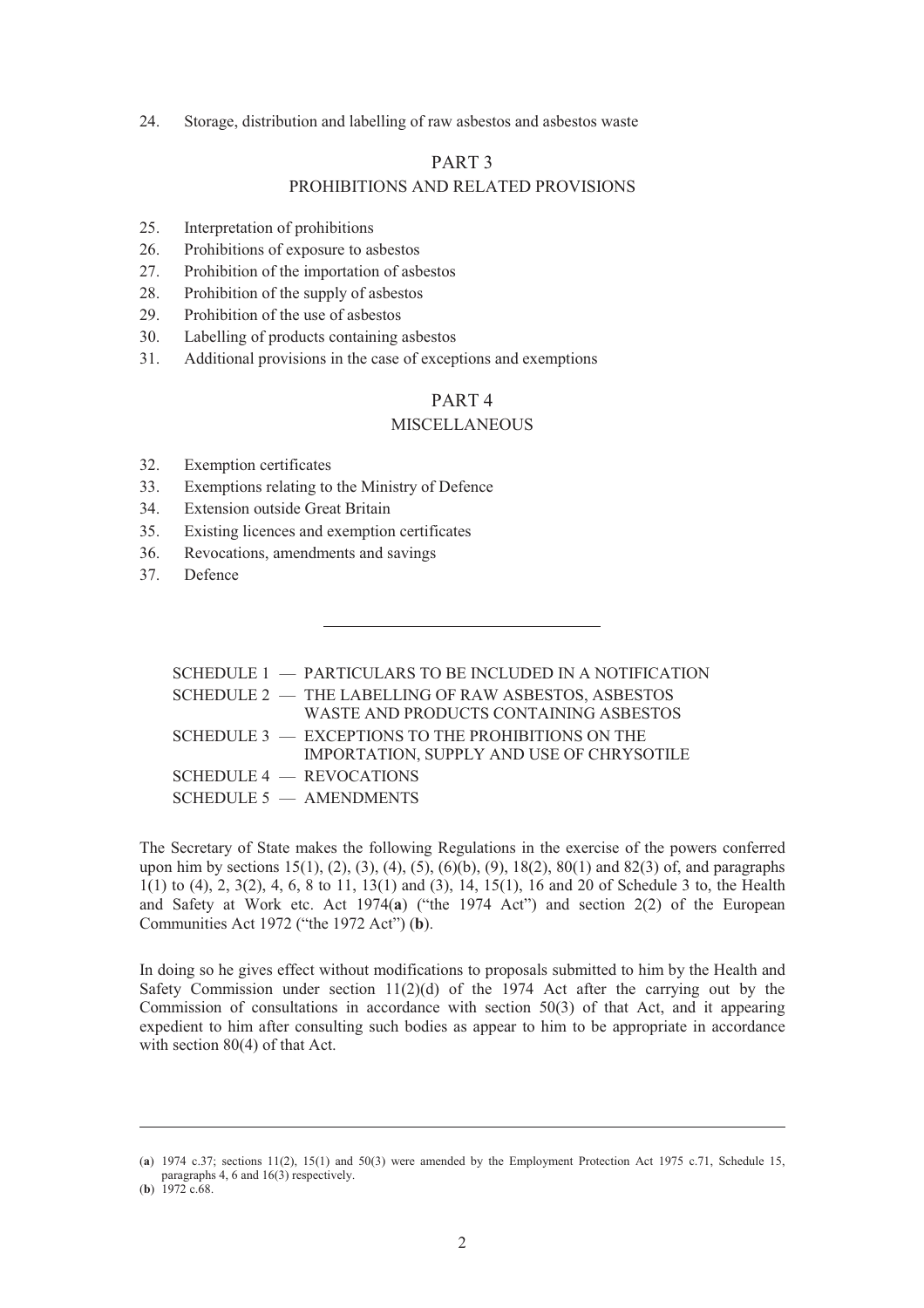24. Storage, distribution and labelling of raw asbestos and asbestos waste

## PART 3

## PROHIBITIONS AND RELATED PROVISIONS

25. Interpretation of prohibitions
26. Prohibitions of exposure to asbestos
27. Prohibition of the importation of asbestos
28. Prohibition of the supply of asbestos
29. Prohibition of the use of asbestos
30. Labelling of products containing asbestos
31. Additional provisions in the case of exceptions and exemptions

## PART 4

## MISCELLANEOUS

32. Exemption certificates
33. Exemptions relating to the Ministry of Defence
34. Extension outside Great Britain
35. Existing licences and exemption certificates
36. Revocations, amendments and savings
37. Defence

---

SCHEDULE 1 — PARTICULARS TO BE INCLUDED IN A NOTIFICATION

SCHEDULE 2 — THE LABELLING OF RAW ASBESTOS, ASBESTOS WASTE AND PRODUCTS CONTAINING ASBESTOS

SCHEDULE 3 — EXCEPTIONS TO THE PROHIBITIONS ON THE IMPORTATION, SUPPLY AND USE OF CHRYSOTILE

SCHEDULE 4 — REVOCATIONS

SCHEDULE 5 — AMENDMENTS

The Secretary of State makes the following Regulations in the exercise of the powers conferred upon him by sections 15(1), (2), (3), (4), (5), (6)(b), (9), 18(2), 80(1) and 82(3) of, and paragraphs 1(1) to (4), 2, 3(2), 4, 6, 8 to 11, 13(1) and (3), 14, 15(1), 16 and 20 of Schedule 3 to, the Health and Safety at Work etc. Act 1974(**a**) ("the 1974 Act") and section 2(2) of the European Communities Act 1972 ("the 1972 Act") (**b**).

In doing so he gives effect without modifications to proposals submitted to him by the Health and Safety Commission under section 11(2)(d) of the 1974 Act after the carrying out by the Commission of consultations in accordance with section 50(3) of that Act, and it appearing expedient to him after consulting such bodies as appear to him to be appropriate in accordance with section 80(4) of that Act.

---

(**a**) 1974 c.37; sections 11(2), 15(1) and 50(3) were amended by the Employment Protection Act 1975 c.71, Schedule 15, paragraphs 4, 6 and 16(3) respectively.

(**b**) 1972 c.68.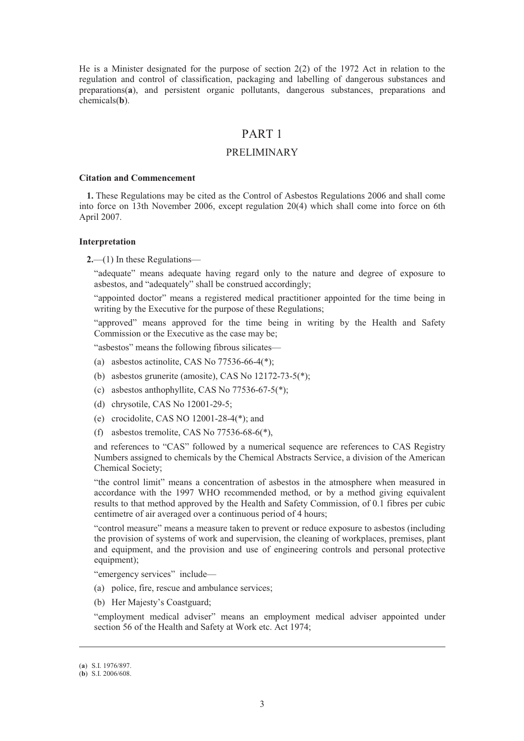He is a Minister designated for the purpose of section 2(2) of the 1972 Act in relation to the regulation and control of classification, packaging and labelling of dangerous substances and preparations(**a**), and persistent organic pollutants, dangerous substances, preparations and chemicals(**b**).

# PART 1

## PRELIMINARY

### Citation and Commencement

**1.** These Regulations may be cited as the Control of Asbestos Regulations 2006 and shall come into force on 13th November 2006, except regulation 20(4) which shall come into force on 6th April 2007.

### Interpretation

**2.**—(1) In these Regulations—

"adequate" means adequate having regard only to the nature and degree of exposure to asbestos, and "adequately" shall be construed accordingly;

"appointed doctor" means a registered medical practitioner appointed for the time being in writing by the Executive for the purpose of these Regulations;

"approved" means approved for the time being in writing by the Health and Safety Commission or the Executive as the case may be;

"asbestos" means the following fibrous silicates—

(a) asbestos actinolite, CAS No 77536-66-4(*);

(b) asbestos grunerite (amosite), CAS No 12172-73-5(*);

(c) asbestos anthophyllite, CAS No 77536-67-5(*);

(d) chrysotile, CAS No 12001-29-5;

(e) crocidolite, CAS NO 12001-28-4(*); and

(f) asbestos tremolite, CAS No 77536-68-6(*),

and references to "CAS" followed by a numerical sequence are references to CAS Registry Numbers assigned to chemicals by the Chemical Abstracts Service, a division of the American Chemical Society;

"the control limit" means a concentration of asbestos in the atmosphere when measured in accordance with the 1997 WHO recommended method, or by a method giving equivalent results to that method approved by the Health and Safety Commission, of 0.1 fibres per cubic centimetre of air averaged over a continuous period of 4 hours;

"control measure" means a measure taken to prevent or reduce exposure to asbestos (including the provision of systems of work and supervision, the cleaning of workplaces, premises, plant and equipment, and the provision and use of engineering controls and personal protective equipment);

"emergency services" include—

(a) police, fire, rescue and ambulance services;

(b) Her Majesty's Coastguard;

"employment medical adviser" means an employment medical adviser appointed under section 56 of the Health and Safety at Work etc. Act 1974;

---

(**a**) S.I. 1976/897.
(**b**) S.I. 2006/608.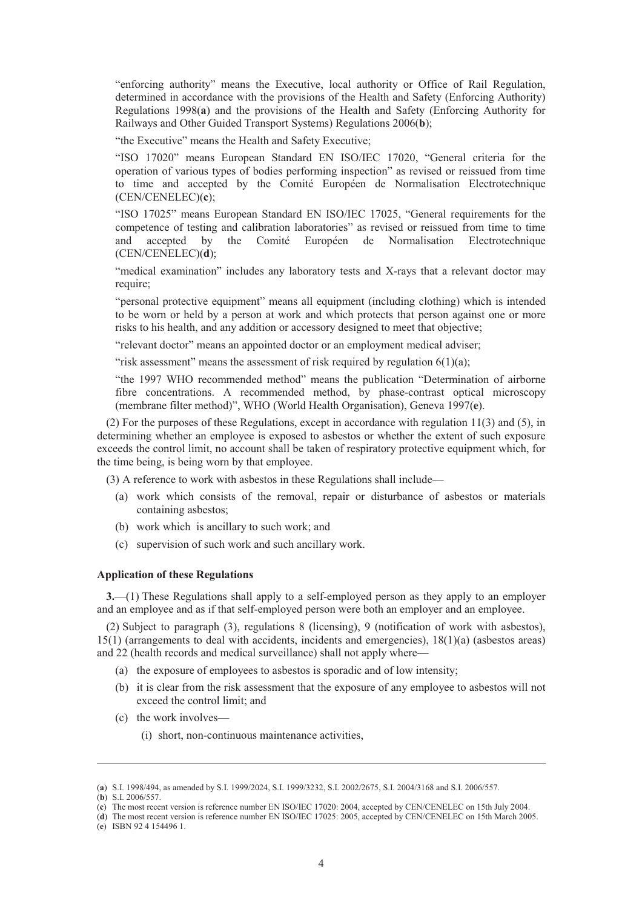"enforcing authority" means the Executive, local authority or Office of Rail Regulation, determined in accordance with the provisions of the Health and Safety (Enforcing Authority) Regulations 1998(**a**) and the provisions of the Health and Safety (Enforcing Authority for Railways and Other Guided Transport Systems) Regulations 2006(**b**);

"the Executive" means the Health and Safety Executive;

"ISO 17020" means European Standard EN ISO/IEC 17020, "General criteria for the operation of various types of bodies performing inspection" as revised or reissued from time to time and accepted by the Comité Européen de Normalisation Electrotechnique (CEN/CENELEC)(**c**);

"ISO 17025" means European Standard EN ISO/IEC 17025, "General requirements for the competence of testing and calibration laboratories" as revised or reissued from time to time and accepted by the Comité Européen de Normalisation Electrotechnique (CEN/CENELEC)(**d**);

"medical examination" includes any laboratory tests and X-rays that a relevant doctor may require;

"personal protective equipment" means all equipment (including clothing) which is intended to be worn or held by a person at work and which protects that person against one or more risks to his health, and any addition or accessory designed to meet that objective;

"relevant doctor" means an appointed doctor or an employment medical adviser;

"risk assessment" means the assessment of risk required by regulation 6(1)(a);

"the 1997 WHO recommended method" means the publication "Determination of airborne fibre concentrations. A recommended method, by phase-contrast optical microscopy (membrane filter method)", WHO (World Health Organisation), Geneva 1997(**e**).

(2) For the purposes of these Regulations, except in accordance with regulation 11(3) and (5), in determining whether an employee is exposed to asbestos or whether the extent of such exposure exceeds the control limit, no account shall be taken of respiratory protective equipment which, for the time being, is being worn by that employee.

(3) A reference to work with asbestos in these Regulations shall include—

(a) work which consists of the removal, repair or disturbance of asbestos or materials containing asbestos;

(b) work which is ancillary to such work; and

(c) supervision of such work and such ancillary work.

**Application of these Regulations**

**3.**—(1) These Regulations shall apply to a self-employed person as they apply to an employer and an employee and as if that self-employed person were both an employer and an employee.

(2) Subject to paragraph (3), regulations 8 (licensing), 9 (notification of work with asbestos), 15(1) (arrangements to deal with accidents, incidents and emergencies), 18(1)(a) (asbestos areas) and 22 (health records and medical surveillance) shall not apply where—

(a) the exposure of employees to asbestos is sporadic and of low intensity;

(b) it is clear from the risk assessment that the exposure of any employee to asbestos will not exceed the control limit; and

(c) the work involves—

(i) short, non-continuous maintenance activities,

---

(**a**) S.I. 1998/494, as amended by S.I. 1999/2024, S.I. 1999/3232, S.I. 2002/2675, S.I. 2004/3168 and S.I. 2006/557.

(**b**) S.I. 2006/557.

(**c**) The most recent version is reference number EN ISO/IEC 17020: 2004, accepted by CEN/CENELEC on 15th July 2004.

(**d**) The most recent version is reference number EN ISO/IEC 17025: 2005, accepted by CEN/CENELEC on 15th March 2005.

(**e**) ISBN 92 4 154496 1.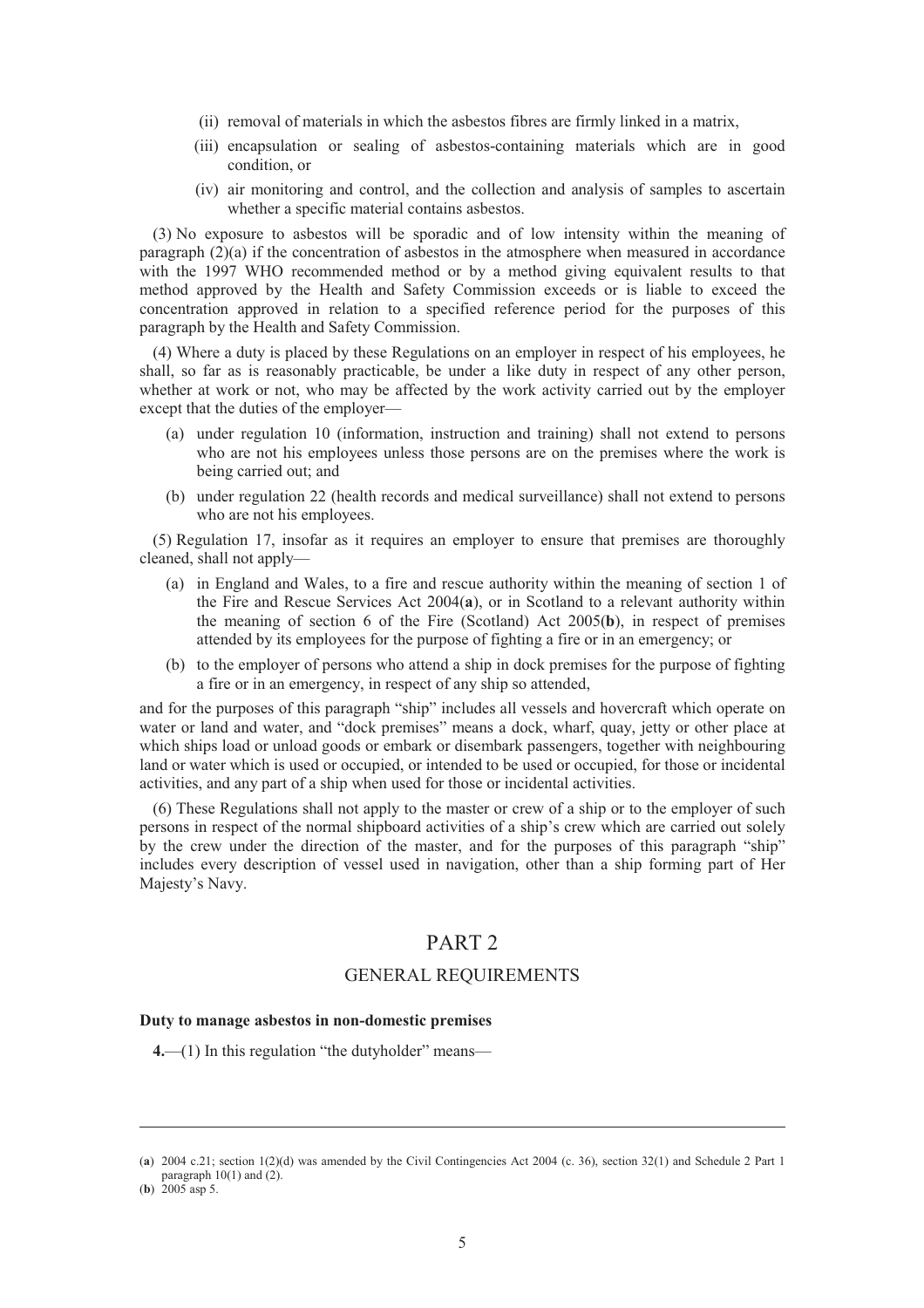(ii) removal of materials in which the asbestos fibres are firmly linked in a matrix,

(iii) encapsulation or sealing of asbestos-containing materials which are in good condition, or

(iv) air monitoring and control, and the collection and analysis of samples to ascertain whether a specific material contains asbestos.

(3) No exposure to asbestos will be sporadic and of low intensity within the meaning of paragraph (2)(a) if the concentration of asbestos in the atmosphere when measured in accordance with the 1997 WHO recommended method or by a method giving equivalent results to that method approved by the Health and Safety Commission exceeds or is liable to exceed the concentration approved in relation to a specified reference period for the purposes of this paragraph by the Health and Safety Commission.

(4) Where a duty is placed by these Regulations on an employer in respect of his employees, he shall, so far as is reasonably practicable, be under a like duty in respect of any other person, whether at work or not, who may be affected by the work activity carried out by the employer except that the duties of the employer—

(a) under regulation 10 (information, instruction and training) shall not extend to persons who are not his employees unless those persons are on the premises where the work is being carried out; and

(b) under regulation 22 (health records and medical surveillance) shall not extend to persons who are not his employees.

(5) Regulation 17, insofar as it requires an employer to ensure that premises are thoroughly cleaned, shall not apply—

(a) in England and Wales, to a fire and rescue authority within the meaning of section 1 of the Fire and Rescue Services Act 2004(**a**), or in Scotland to a relevant authority within the meaning of section 6 of the Fire (Scotland) Act 2005(**b**), in respect of premises attended by its employees for the purpose of fighting a fire or in an emergency; or

(b) to the employer of persons who attend a ship in dock premises for the purpose of fighting a fire or in an emergency, in respect of any ship so attended,

and for the purposes of this paragraph "ship" includes all vessels and hovercraft which operate on water or land and water, and "dock premises" means a dock, wharf, quay, jetty or other place at which ships load or unload goods or embark or disembark passengers, together with neighbouring land or water which is used or occupied, or intended to be used or occupied, for those or incidental activities, and any part of a ship when used for those or incidental activities.

(6) These Regulations shall not apply to the master or crew of a ship or to the employer of such persons in respect of the normal shipboard activities of a ship's crew which are carried out solely by the crew under the direction of the master, and for the purposes of this paragraph "ship" includes every description of vessel used in navigation, other than a ship forming part of Her Majesty's Navy.

## PART 2

## GENERAL REQUIREMENTS

**Duty to manage asbestos in non-domestic premises**

**4.**—(1) In this regulation "the dutyholder" means—

---

(**a**) 2004 c.21; section 1(2)(d) was amended by the Civil Contingencies Act 2004 (c. 36), section 32(1) and Schedule 2 Part 1 paragraph 10(1) and (2).

(**b**) 2005 asp 5.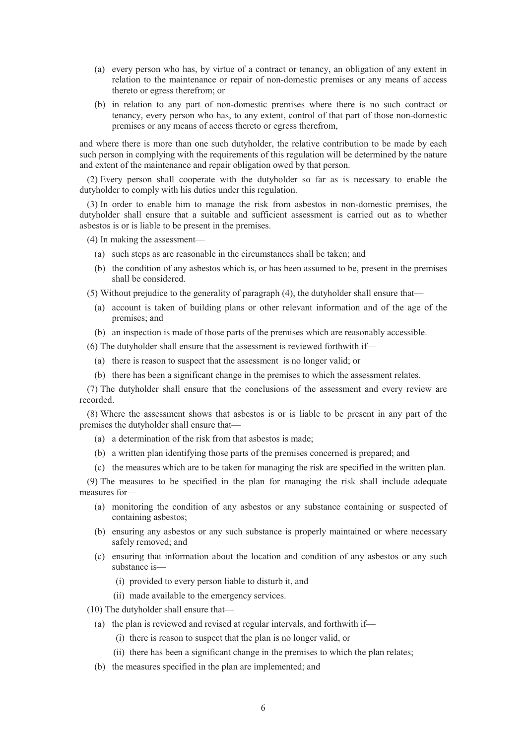(a) every person who has, by virtue of a contract or tenancy, an obligation of any extent in relation to the maintenance or repair of non-domestic premises or any means of access thereto or egress therefrom; or

(b) in relation to any part of non-domestic premises where there is no such contract or tenancy, every person who has, to any extent, control of that part of those non-domestic premises or any means of access thereto or egress therefrom,

and where there is more than one such dutyholder, the relative contribution to be made by each such person in complying with the requirements of this regulation will be determined by the nature and extent of the maintenance and repair obligation owed by that person.

(2) Every person shall cooperate with the dutyholder so far as is necessary to enable the dutyholder to comply with his duties under this regulation.

(3) In order to enable him to manage the risk from asbestos in non-domestic premises, the dutyholder shall ensure that a suitable and sufficient assessment is carried out as to whether asbestos is or is liable to be present in the premises.

(4) In making the assessment—

(a) such steps as are reasonable in the circumstances shall be taken; and

(b) the condition of any asbestos which is, or has been assumed to be, present in the premises shall be considered.

(5) Without prejudice to the generality of paragraph (4), the dutyholder shall ensure that—

(a) account is taken of building plans or other relevant information and of the age of the premises; and

(b) an inspection is made of those parts of the premises which are reasonably accessible.

(6) The dutyholder shall ensure that the assessment is reviewed forthwith if—

(a) there is reason to suspect that the assessment is no longer valid; or

(b) there has been a significant change in the premises to which the assessment relates.

(7) The dutyholder shall ensure that the conclusions of the assessment and every review are recorded.

(8) Where the assessment shows that asbestos is or is liable to be present in any part of the premises the dutyholder shall ensure that—

(a) a determination of the risk from that asbestos is made;

(b) a written plan identifying those parts of the premises concerned is prepared; and

(c) the measures which are to be taken for managing the risk are specified in the written plan.

(9) The measures to be specified in the plan for managing the risk shall include adequate measures for—

(a) monitoring the condition of any asbestos or any substance containing or suspected of containing asbestos;

(b) ensuring any asbestos or any such substance is properly maintained or where necessary safely removed; and

(c) ensuring that information about the location and condition of any asbestos or any such substance is—

(i) provided to every person liable to disturb it, and

(ii) made available to the emergency services.

(10) The dutyholder shall ensure that—

(a) the plan is reviewed and revised at regular intervals, and forthwith if—

(i) there is reason to suspect that the plan is no longer valid, or

(ii) there has been a significant change in the premises to which the plan relates;

(b) the measures specified in the plan are implemented; and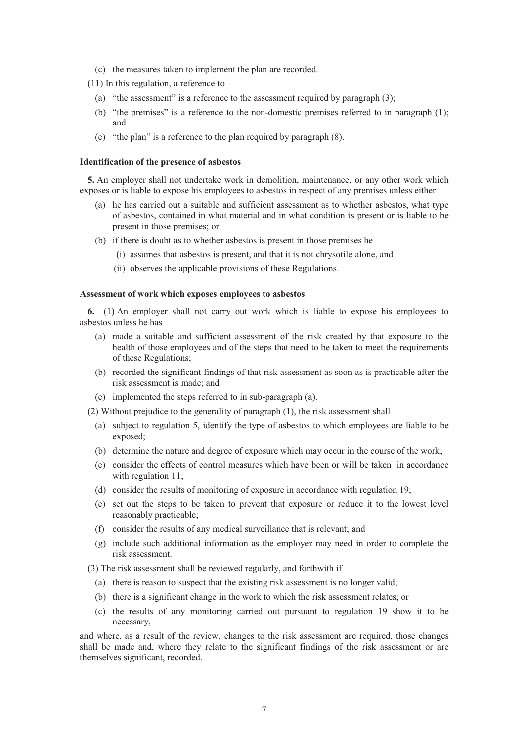(c) the measures taken to implement the plan are recorded.

(11) In this regulation, a reference to—

(a) "the assessment" is a reference to the assessment required by paragraph (3);

(b) "the premises" is a reference to the non-domestic premises referred to in paragraph (1); and

(c) "the plan" is a reference to the plan required by paragraph (8).

**Identification of the presence of asbestos**

**5.** An employer shall not undertake work in demolition, maintenance, or any other work which exposes or is liable to expose his employees to asbestos in respect of any premises unless either—

(a) he has carried out a suitable and sufficient assessment as to whether asbestos, what type of asbestos, contained in what material and in what condition is present or is liable to be present in those premises; or

(b) if there is doubt as to whether asbestos is present in those premises he—

(i) assumes that asbestos is present, and that it is not chrysotile alone, and

(ii) observes the applicable provisions of these Regulations.

**Assessment of work which exposes employees to asbestos**

**6.**—(1) An employer shall not carry out work which is liable to expose his employees to asbestos unless he has—

(a) made a suitable and sufficient assessment of the risk created by that exposure to the health of those employees and of the steps that need to be taken to meet the requirements of these Regulations;

(b) recorded the significant findings of that risk assessment as soon as is practicable after the risk assessment is made; and

(c) implemented the steps referred to in sub-paragraph (a).

(2) Without prejudice to the generality of paragraph (1), the risk assessment shall—

(a) subject to regulation 5, identify the type of asbestos to which employees are liable to be exposed;

(b) determine the nature and degree of exposure which may occur in the course of the work;

(c) consider the effects of control measures which have been or will be taken in accordance with regulation 11;

(d) consider the results of monitoring of exposure in accordance with regulation 19;

(e) set out the steps to be taken to prevent that exposure or reduce it to the lowest level reasonably practicable;

(f) consider the results of any medical surveillance that is relevant; and

(g) include such additional information as the employer may need in order to complete the risk assessment.

(3) The risk assessment shall be reviewed regularly, and forthwith if—

(a) there is reason to suspect that the existing risk assessment is no longer valid;

(b) there is a significant change in the work to which the risk assessment relates; or

(c) the results of any monitoring carried out pursuant to regulation 19 show it to be necessary,

and where, as a result of the review, changes to the risk assessment are required, those changes shall be made and, where they relate to the significant findings of the risk assessment or are themselves significant, recorded.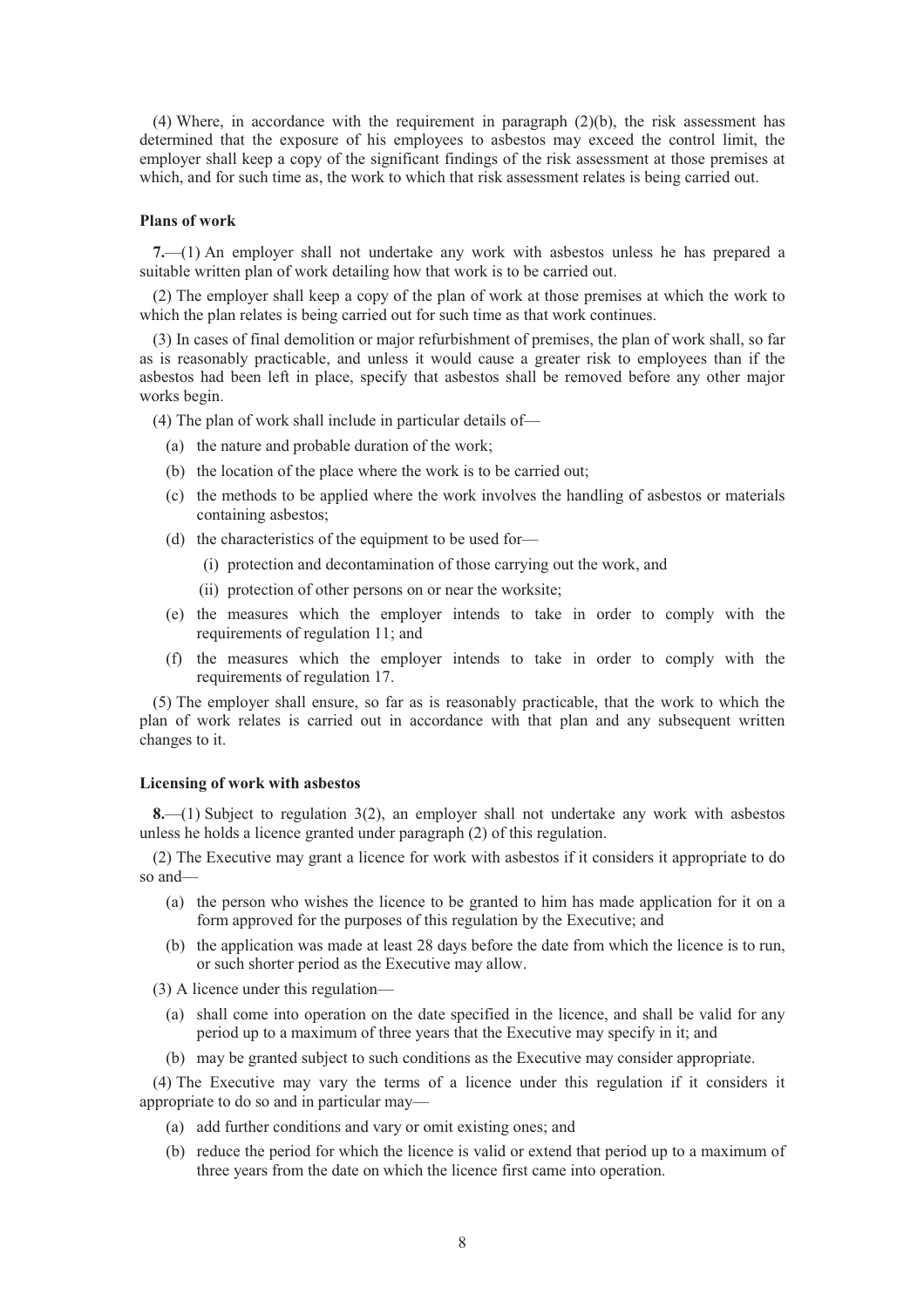(4) Where, in accordance with the requirement in paragraph (2)(b), the risk assessment has determined that the exposure of his employees to asbestos may exceed the control limit, the employer shall keep a copy of the significant findings of the risk assessment at those premises at which, and for such time as, the work to which that risk assessment relates is being carried out.

**Plans of work**

**7.**—(1) An employer shall not undertake any work with asbestos unless he has prepared a suitable written plan of work detailing how that work is to be carried out.

(2) The employer shall keep a copy of the plan of work at those premises at which the work to which the plan relates is being carried out for such time as that work continues.

(3) In cases of final demolition or major refurbishment of premises, the plan of work shall, so far as is reasonably practicable, and unless it would cause a greater risk to employees than if the asbestos had been left in place, specify that asbestos shall be removed before any other major works begin.

(4) The plan of work shall include in particular details of—

- (a) the nature and probable duration of the work;
- (b) the location of the place where the work is to be carried out;
- (c) the methods to be applied where the work involves the handling of asbestos or materials containing asbestos;
- (d) the characteristics of the equipment to be used for—
  - (i) protection and decontamination of those carrying out the work, and
  - (ii) protection of other persons on or near the worksite;
- (e) the measures which the employer intends to take in order to comply with the requirements of regulation 11; and
- (f) the measures which the employer intends to take in order to comply with the requirements of regulation 17.

(5) The employer shall ensure, so far as is reasonably practicable, that the work to which the plan of work relates is carried out in accordance with that plan and any subsequent written changes to it.

**Licensing of work with asbestos**

**8.**—(1) Subject to regulation 3(2), an employer shall not undertake any work with asbestos unless he holds a licence granted under paragraph (2) of this regulation.

(2) The Executive may grant a licence for work with asbestos if it considers it appropriate to do so and—

- (a) the person who wishes the licence to be granted to him has made application for it on a form approved for the purposes of this regulation by the Executive; and
- (b) the application was made at least 28 days before the date from which the licence is to run, or such shorter period as the Executive may allow.

(3) A licence under this regulation—

- (a) shall come into operation on the date specified in the licence, and shall be valid for any period up to a maximum of three years that the Executive may specify in it; and
- (b) may be granted subject to such conditions as the Executive may consider appropriate.

(4) The Executive may vary the terms of a licence under this regulation if it considers it appropriate to do so and in particular may—

- (a) add further conditions and vary or omit existing ones; and
- (b) reduce the period for which the licence is valid or extend that period up to a maximum of three years from the date on which the licence first came into operation.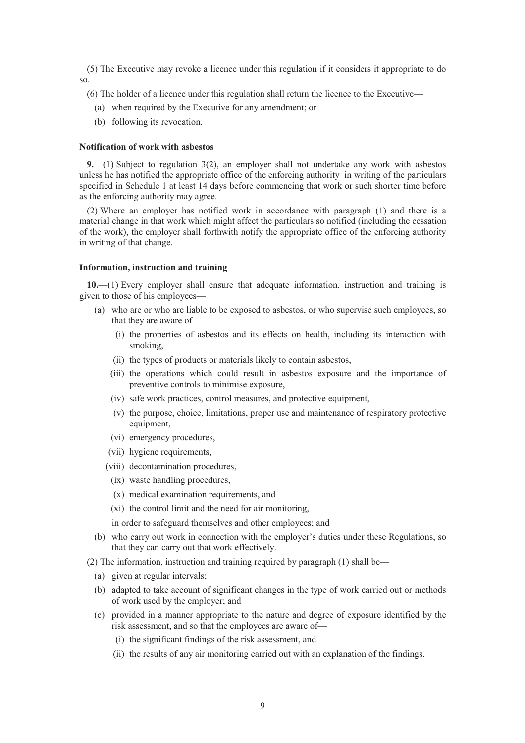(5) The Executive may revoke a licence under this regulation if it considers it appropriate to do so.

(6) The holder of a licence under this regulation shall return the licence to the Executive—

- (a) when required by the Executive for any amendment; or
- (b) following its revocation.

**Notification of work with asbestos**

**9.**—(1) Subject to regulation 3(2), an employer shall not undertake any work with asbestos unless he has notified the appropriate office of the enforcing authority in writing of the particulars specified in Schedule 1 at least 14 days before commencing that work or such shorter time before as the enforcing authority may agree.

(2) Where an employer has notified work in accordance with paragraph (1) and there is a material change in that work which might affect the particulars so notified (including the cessation of the work), the employer shall forthwith notify the appropriate office of the enforcing authority in writing of that change.

**Information, instruction and training**

**10.**—(1) Every employer shall ensure that adequate information, instruction and training is given to those of his employees—

- (a) who are or who are liable to be exposed to asbestos, or who supervise such employees, so that they are aware of—
  - (i) the properties of asbestos and its effects on health, including its interaction with smoking,
  - (ii) the types of products or materials likely to contain asbestos,
  - (iii) the operations which could result in asbestos exposure and the importance of preventive controls to minimise exposure,
  - (iv) safe work practices, control measures, and protective equipment,
  - (v) the purpose, choice, limitations, proper use and maintenance of respiratory protective equipment,
  - (vi) emergency procedures,
  - (vii) hygiene requirements,
  - (viii) decontamination procedures,
  - (ix) waste handling procedures,
  - (x) medical examination requirements, and
  - (xi) the control limit and the need for air monitoring,

  in order to safeguard themselves and other employees; and
- (b) who carry out work in connection with the employer's duties under these Regulations, so that they can carry out that work effectively.

(2) The information, instruction and training required by paragraph (1) shall be—

- (a) given at regular intervals;
- (b) adapted to take account of significant changes in the type of work carried out or methods of work used by the employer; and
- (c) provided in a manner appropriate to the nature and degree of exposure identified by the risk assessment, and so that the employees are aware of—
  - (i) the significant findings of the risk assessment, and
  - (ii) the results of any air monitoring carried out with an explanation of the findings.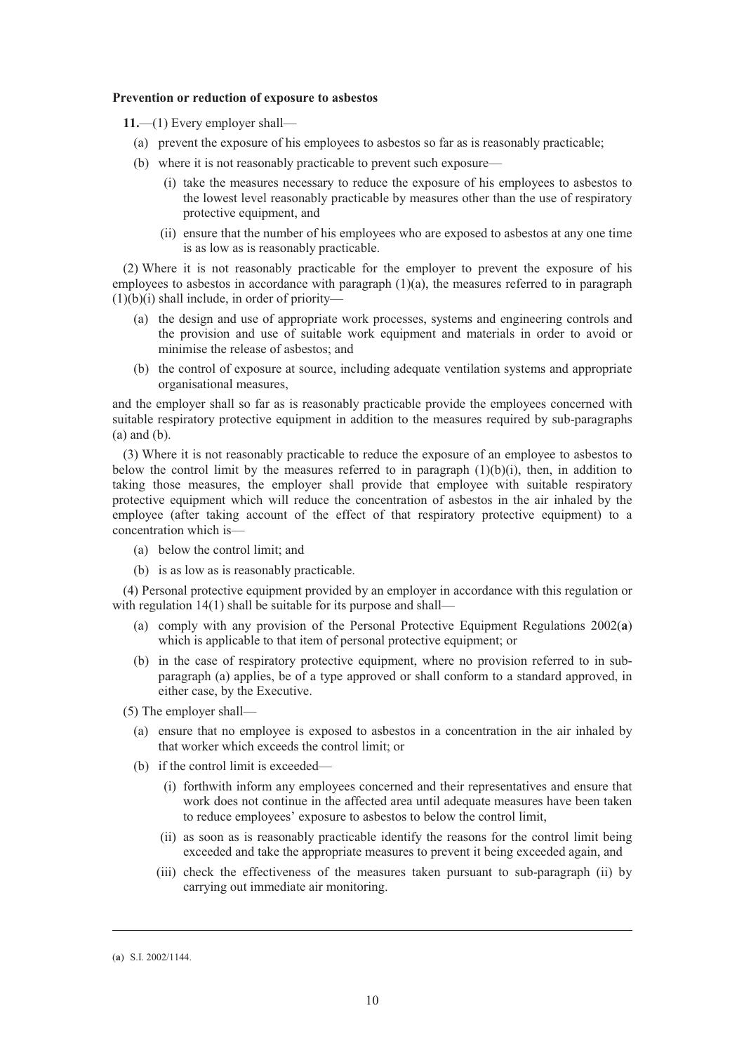**Prevention or reduction of exposure to asbestos**

**11.**—(1) Every employer shall—

- (a) prevent the exposure of his employees to asbestos so far as is reasonably practicable;
- (b) where it is not reasonably practicable to prevent such exposure—
    - (i) take the measures necessary to reduce the exposure of his employees to asbestos to the lowest level reasonably practicable by measures other than the use of respiratory protective equipment, and
    - (ii) ensure that the number of his employees who are exposed to asbestos at any one time is as low as is reasonably practicable.

(2) Where it is not reasonably practicable for the employer to prevent the exposure of his employees to asbestos in accordance with paragraph (1)(a), the measures referred to in paragraph (1)(b)(i) shall include, in order of priority—

- (a) the design and use of appropriate work processes, systems and engineering controls and the provision and use of suitable work equipment and materials in order to avoid or minimise the release of asbestos; and
- (b) the control of exposure at source, including adequate ventilation systems and appropriate organisational measures,

and the employer shall so far as is reasonably practicable provide the employees concerned with suitable respiratory protective equipment in addition to the measures required by sub-paragraphs (a) and (b).

(3) Where it is not reasonably practicable to reduce the exposure of an employee to asbestos to below the control limit by the measures referred to in paragraph (1)(b)(i), then, in addition to taking those measures, the employer shall provide that employee with suitable respiratory protective equipment which will reduce the concentration of asbestos in the air inhaled by the employee (after taking account of the effect of that respiratory protective equipment) to a concentration which is—

- (a) below the control limit; and
- (b) is as low as is reasonably practicable.

(4) Personal protective equipment provided by an employer in accordance with this regulation or with regulation 14(1) shall be suitable for its purpose and shall—

- (a) comply with any provision of the Personal Protective Equipment Regulations 2002(**a**) which is applicable to that item of personal protective equipment; or
- (b) in the case of respiratory protective equipment, where no provision referred to in sub-paragraph (a) applies, be of a type approved or shall conform to a standard approved, in either case, by the Executive.

(5) The employer shall—

- (a) ensure that no employee is exposed to asbestos in a concentration in the air inhaled by that worker which exceeds the control limit; or
- (b) if the control limit is exceeded—
    - (i) forthwith inform any employees concerned and their representatives and ensure that work does not continue in the affected area until adequate measures have been taken to reduce employees' exposure to asbestos to below the control limit,
    - (ii) as soon as is reasonably practicable identify the reasons for the control limit being exceeded and take the appropriate measures to prevent it being exceeded again, and
    - (iii) check the effectiveness of the measures taken pursuant to sub-paragraph (ii) by carrying out immediate air monitoring.

---

(**a**) S.I. 2002/1144.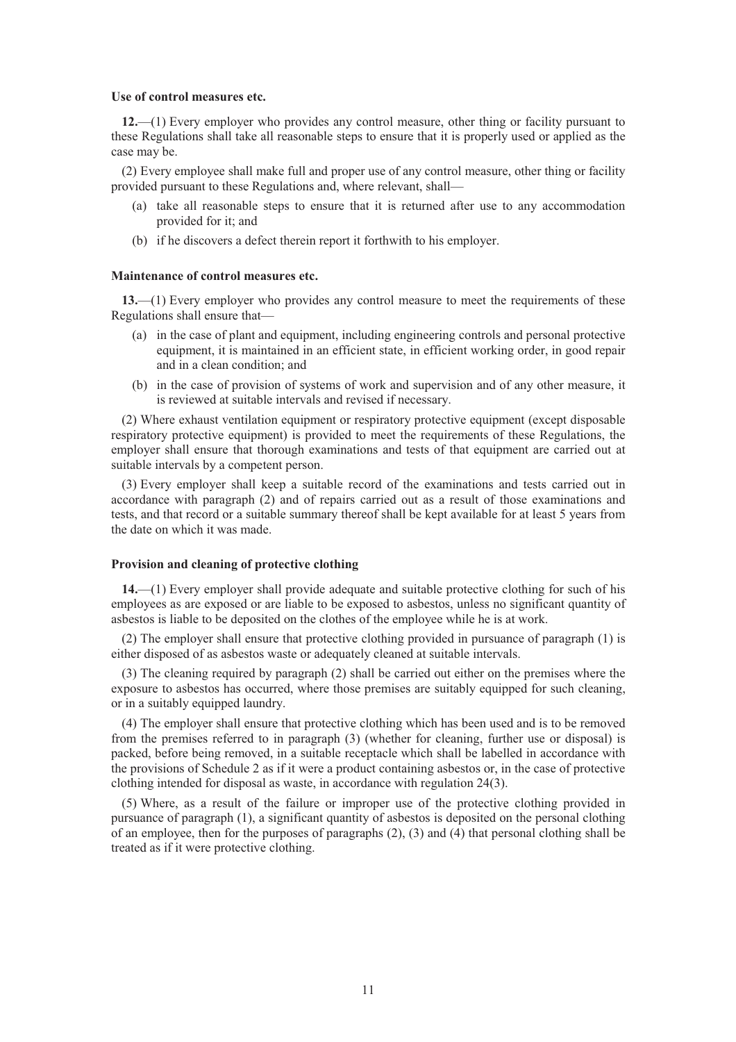**Use of control measures etc.**

**12.**—(1) Every employer who provides any control measure, other thing or facility pursuant to these Regulations shall take all reasonable steps to ensure that it is properly used or applied as the case may be.

(2) Every employee shall make full and proper use of any control measure, other thing or facility provided pursuant to these Regulations and, where relevant, shall—

- (a) take all reasonable steps to ensure that it is returned after use to any accommodation provided for it; and
- (b) if he discovers a defect therein report it forthwith to his employer.

**Maintenance of control measures etc.**

**13.**—(1) Every employer who provides any control measure to meet the requirements of these Regulations shall ensure that—

- (a) in the case of plant and equipment, including engineering controls and personal protective equipment, it is maintained in an efficient state, in efficient working order, in good repair and in a clean condition; and
- (b) in the case of provision of systems of work and supervision and of any other measure, it is reviewed at suitable intervals and revised if necessary.

(2) Where exhaust ventilation equipment or respiratory protective equipment (except disposable respiratory protective equipment) is provided to meet the requirements of these Regulations, the employer shall ensure that thorough examinations and tests of that equipment are carried out at suitable intervals by a competent person.

(3) Every employer shall keep a suitable record of the examinations and tests carried out in accordance with paragraph (2) and of repairs carried out as a result of those examinations and tests, and that record or a suitable summary thereof shall be kept available for at least 5 years from the date on which it was made.

**Provision and cleaning of protective clothing**

**14.**—(1) Every employer shall provide adequate and suitable protective clothing for such of his employees as are exposed or are liable to be exposed to asbestos, unless no significant quantity of asbestos is liable to be deposited on the clothes of the employee while he is at work.

(2) The employer shall ensure that protective clothing provided in pursuance of paragraph (1) is either disposed of as asbestos waste or adequately cleaned at suitable intervals.

(3) The cleaning required by paragraph (2) shall be carried out either on the premises where the exposure to asbestos has occurred, where those premises are suitably equipped for such cleaning, or in a suitably equipped laundry.

(4) The employer shall ensure that protective clothing which has been used and is to be removed from the premises referred to in paragraph (3) (whether for cleaning, further use or disposal) is packed, before being removed, in a suitable receptacle which shall be labelled in accordance with the provisions of Schedule 2 as if it were a product containing asbestos or, in the case of protective clothing intended for disposal as waste, in accordance with regulation 24(3).

(5) Where, as a result of the failure or improper use of the protective clothing provided in pursuance of paragraph (1), a significant quantity of asbestos is deposited on the personal clothing of an employee, then for the purposes of paragraphs (2), (3) and (4) that personal clothing shall be treated as if it were protective clothing.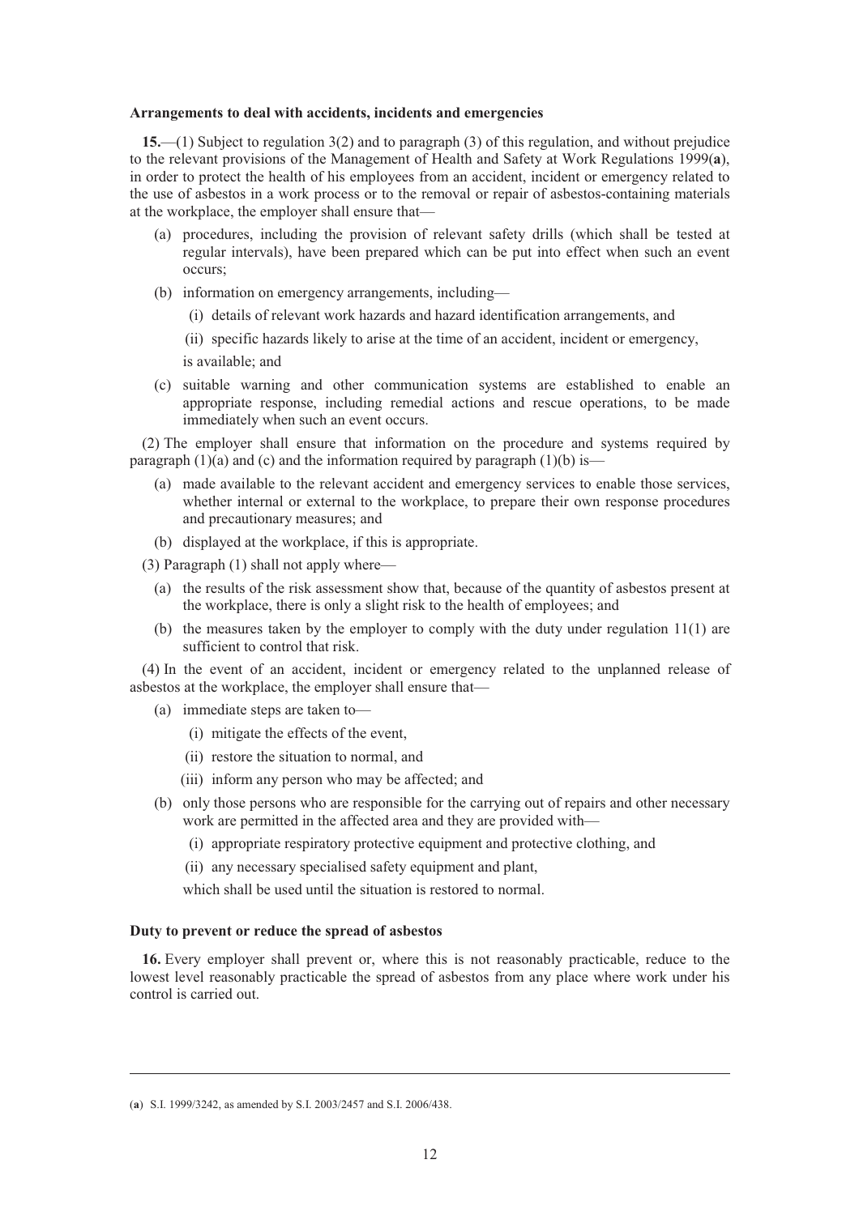**Arrangements to deal with accidents, incidents and emergencies**

**15.**—(1) Subject to regulation 3(2) and to paragraph (3) of this regulation, and without prejudice to the relevant provisions of the Management of Health and Safety at Work Regulations 1999(**a**), in order to protect the health of his employees from an accident, incident or emergency related to the use of asbestos in a work process or to the removal or repair of asbestos-containing materials at the workplace, the employer shall ensure that—

- (a) procedures, including the provision of relevant safety drills (which shall be tested at regular intervals), have been prepared which can be put into effect when such an event occurs;
- (b) information on emergency arrangements, including—
  - (i) details of relevant work hazards and hazard identification arrangements, and
  - (ii) specific hazards likely to arise at the time of an accident, incident or emergency,

  is available; and
- (c) suitable warning and other communication systems are established to enable an appropriate response, including remedial actions and rescue operations, to be made immediately when such an event occurs.

(2) The employer shall ensure that information on the procedure and systems required by paragraph (1)(a) and (c) and the information required by paragraph (1)(b) is—

- (a) made available to the relevant accident and emergency services to enable those services, whether internal or external to the workplace, to prepare their own response procedures and precautionary measures; and
- (b) displayed at the workplace, if this is appropriate.

(3) Paragraph (1) shall not apply where—

- (a) the results of the risk assessment show that, because of the quantity of asbestos present at the workplace, there is only a slight risk to the health of employees; and
- (b) the measures taken by the employer to comply with the duty under regulation 11(1) are sufficient to control that risk.

(4) In the event of an accident, incident or emergency related to the unplanned release of asbestos at the workplace, the employer shall ensure that—

- (a) immediate steps are taken to—
  - (i) mitigate the effects of the event,
  - (ii) restore the situation to normal, and
  - (iii) inform any person who may be affected; and
- (b) only those persons who are responsible for the carrying out of repairs and other necessary work are permitted in the affected area and they are provided with—
  - (i) appropriate respiratory protective equipment and protective clothing, and
  - (ii) any necessary specialised safety equipment and plant,

  which shall be used until the situation is restored to normal.

**Duty to prevent or reduce the spread of asbestos**

**16.** Every employer shall prevent or, where this is not reasonably practicable, reduce to the lowest level reasonably practicable the spread of asbestos from any place where work under his control is carried out.

---

(**a**) S.I. 1999/3242, as amended by S.I. 2003/2457 and S.I. 2006/438.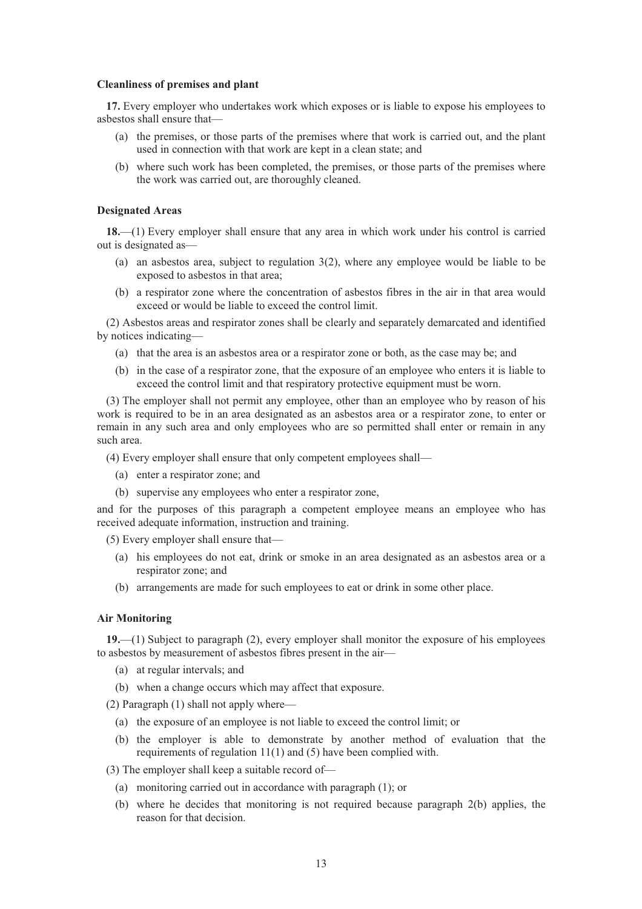**Cleanliness of premises and plant**

**17.** Every employer who undertakes work which exposes or is liable to expose his employees to asbestos shall ensure that—

- (a) the premises, or those parts of the premises where that work is carried out, and the plant used in connection with that work are kept in a clean state; and
- (b) where such work has been completed, the premises, or those parts of the premises where the work was carried out, are thoroughly cleaned.

**Designated Areas**

**18.**—(1) Every employer shall ensure that any area in which work under his control is carried out is designated as—

- (a) an asbestos area, subject to regulation 3(2), where any employee would be liable to be exposed to asbestos in that area;
- (b) a respirator zone where the concentration of asbestos fibres in the air in that area would exceed or would be liable to exceed the control limit.

(2) Asbestos areas and respirator zones shall be clearly and separately demarcated and identified by notices indicating—

- (a) that the area is an asbestos area or a respirator zone or both, as the case may be; and
- (b) in the case of a respirator zone, that the exposure of an employee who enters it is liable to exceed the control limit and that respiratory protective equipment must be worn.

(3) The employer shall not permit any employee, other than an employee who by reason of his work is required to be in an area designated as an asbestos area or a respirator zone, to enter or remain in any such area and only employees who are so permitted shall enter or remain in any such area.

(4) Every employer shall ensure that only competent employees shall—

- (a) enter a respirator zone; and
- (b) supervise any employees who enter a respirator zone,

and for the purposes of this paragraph a competent employee means an employee who has received adequate information, instruction and training.

(5) Every employer shall ensure that—

- (a) his employees do not eat, drink or smoke in an area designated as an asbestos area or a respirator zone; and
- (b) arrangements are made for such employees to eat or drink in some other place.

**Air Monitoring**

**19.**—(1) Subject to paragraph (2), every employer shall monitor the exposure of his employees to asbestos by measurement of asbestos fibres present in the air—

- (a) at regular intervals; and
- (b) when a change occurs which may affect that exposure.

(2) Paragraph (1) shall not apply where—

- (a) the exposure of an employee is not liable to exceed the control limit; or
- (b) the employer is able to demonstrate by another method of evaluation that the requirements of regulation 11(1) and (5) have been complied with.

(3) The employer shall keep a suitable record of—

- (a) monitoring carried out in accordance with paragraph (1); or
- (b) where he decides that monitoring is not required because paragraph 2(b) applies, the reason for that decision.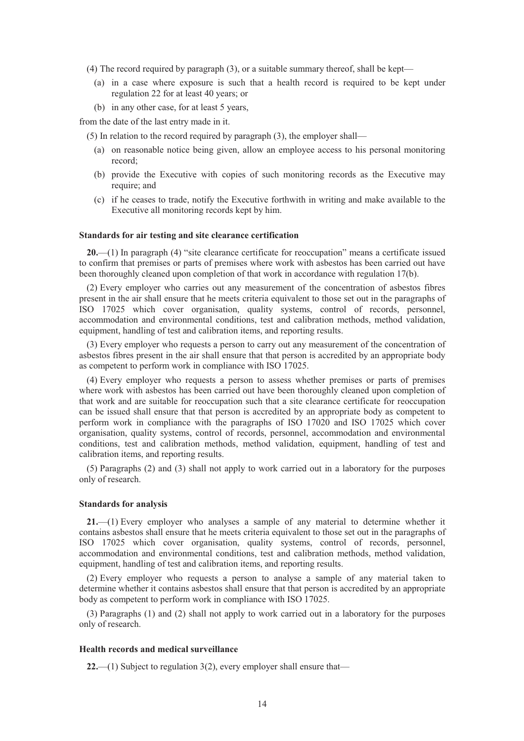(4) The record required by paragraph (3), or a suitable summary thereof, shall be kept—

(a) in a case where exposure is such that a health record is required to be kept under regulation 22 for at least 40 years; or

(b) in any other case, for at least 5 years,

from the date of the last entry made in it.

(5) In relation to the record required by paragraph (3), the employer shall—

(a) on reasonable notice being given, allow an employee access to his personal monitoring record;

(b) provide the Executive with copies of such monitoring records as the Executive may require; and

(c) if he ceases to trade, notify the Executive forthwith in writing and make available to the Executive all monitoring records kept by him.

**Standards for air testing and site clearance certification**

**20.**—(1) In paragraph (4) "site clearance certificate for reoccupation" means a certificate issued to confirm that premises or parts of premises where work with asbestos has been carried out have been thoroughly cleaned upon completion of that work in accordance with regulation 17(b).

(2) Every employer who carries out any measurement of the concentration of asbestos fibres present in the air shall ensure that he meets criteria equivalent to those set out in the paragraphs of ISO 17025 which cover organisation, quality systems, control of records, personnel, accommodation and environmental conditions, test and calibration methods, method validation, equipment, handling of test and calibration items, and reporting results.

(3) Every employer who requests a person to carry out any measurement of the concentration of asbestos fibres present in the air shall ensure that that person is accredited by an appropriate body as competent to perform work in compliance with ISO 17025.

(4) Every employer who requests a person to assess whether premises or parts of premises where work with asbestos has been carried out have been thoroughly cleaned upon completion of that work and are suitable for reoccupation such that a site clearance certificate for reoccupation can be issued shall ensure that that person is accredited by an appropriate body as competent to perform work in compliance with the paragraphs of ISO 17020 and ISO 17025 which cover organisation, quality systems, control of records, personnel, accommodation and environmental conditions, test and calibration methods, method validation, equipment, handling of test and calibration items, and reporting results.

(5) Paragraphs (2) and (3) shall not apply to work carried out in a laboratory for the purposes only of research.

**Standards for analysis**

**21.**—(1) Every employer who analyses a sample of any material to determine whether it contains asbestos shall ensure that he meets criteria equivalent to those set out in the paragraphs of ISO 17025 which cover organisation, quality systems, control of records, personnel, accommodation and environmental conditions, test and calibration methods, method validation, equipment, handling of test and calibration items, and reporting results.

(2) Every employer who requests a person to analyse a sample of any material taken to determine whether it contains asbestos shall ensure that that person is accredited by an appropriate body as competent to perform work in compliance with ISO 17025.

(3) Paragraphs (1) and (2) shall not apply to work carried out in a laboratory for the purposes only of research.

**Health records and medical surveillance**

**22.**—(1) Subject to regulation 3(2), every employer shall ensure that—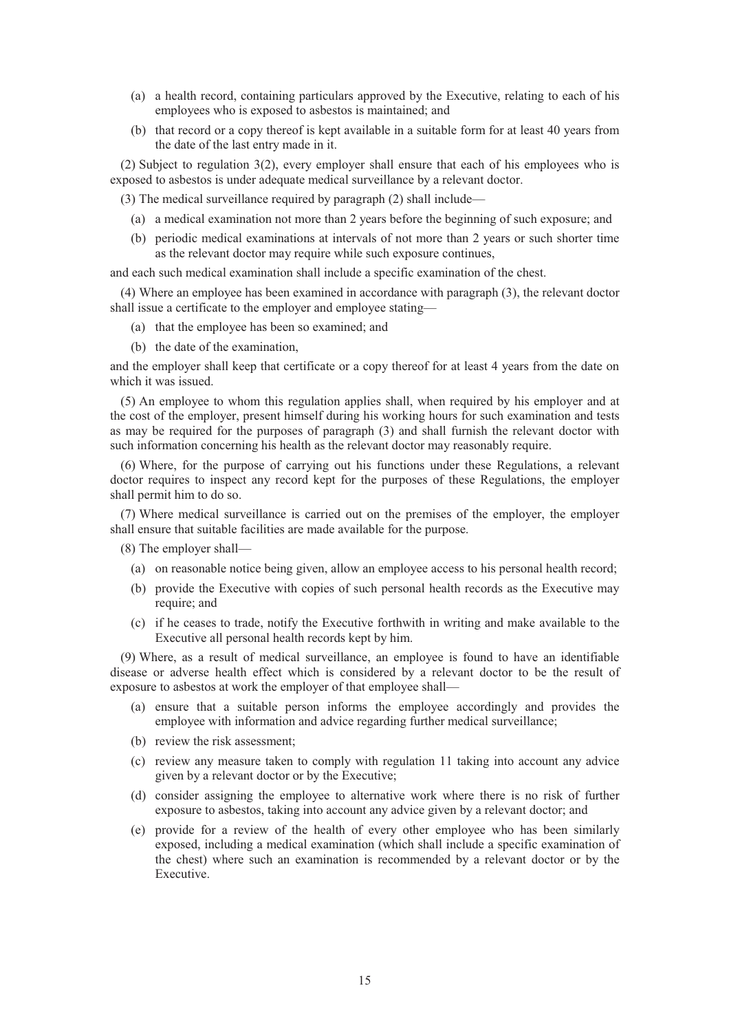(a) a health record, containing particulars approved by the Executive, relating to each of his employees who is exposed to asbestos is maintained; and

(b) that record or a copy thereof is kept available in a suitable form for at least 40 years from the date of the last entry made in it.

(2) Subject to regulation 3(2), every employer shall ensure that each of his employees who is exposed to asbestos is under adequate medical surveillance by a relevant doctor.

(3) The medical surveillance required by paragraph (2) shall include—

(a) a medical examination not more than 2 years before the beginning of such exposure; and

(b) periodic medical examinations at intervals of not more than 2 years or such shorter time as the relevant doctor may require while such exposure continues,

and each such medical examination shall include a specific examination of the chest.

(4) Where an employee has been examined in accordance with paragraph (3), the relevant doctor shall issue a certificate to the employer and employee stating—

(a) that the employee has been so examined; and

(b) the date of the examination,

and the employer shall keep that certificate or a copy thereof for at least 4 years from the date on which it was issued.

(5) An employee to whom this regulation applies shall, when required by his employer and at the cost of the employer, present himself during his working hours for such examination and tests as may be required for the purposes of paragraph (3) and shall furnish the relevant doctor with such information concerning his health as the relevant doctor may reasonably require.

(6) Where, for the purpose of carrying out his functions under these Regulations, a relevant doctor requires to inspect any record kept for the purposes of these Regulations, the employer shall permit him to do so.

(7) Where medical surveillance is carried out on the premises of the employer, the employer shall ensure that suitable facilities are made available for the purpose.

(8) The employer shall—

(a) on reasonable notice being given, allow an employee access to his personal health record;

(b) provide the Executive with copies of such personal health records as the Executive may require; and

(c) if he ceases to trade, notify the Executive forthwith in writing and make available to the Executive all personal health records kept by him.

(9) Where, as a result of medical surveillance, an employee is found to have an identifiable disease or adverse health effect which is considered by a relevant doctor to be the result of exposure to asbestos at work the employer of that employee shall—

(a) ensure that a suitable person informs the employee accordingly and provides the employee with information and advice regarding further medical surveillance;

(b) review the risk assessment;

(c) review any measure taken to comply with regulation 11 taking into account any advice given by a relevant doctor or by the Executive;

(d) consider assigning the employee to alternative work where there is no risk of further exposure to asbestos, taking into account any advice given by a relevant doctor; and

(e) provide for a review of the health of every other employee who has been similarly exposed, including a medical examination (which shall include a specific examination of the chest) where such an examination is recommended by a relevant doctor or by the Executive.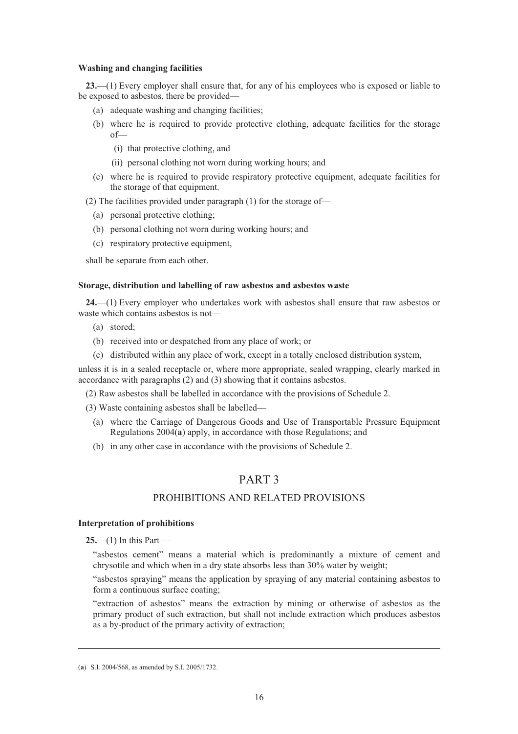**Washing and changing facilities**

**23.**—(1) Every employer shall ensure that, for any of his employees who is exposed or liable to be exposed to asbestos, there be provided—

- (a) adequate washing and changing facilities;
- (b) where he is required to provide protective clothing, adequate facilities for the storage of—
  - (i) that protective clothing, and
  - (ii) personal clothing not worn during working hours; and
- (c) where he is required to provide respiratory protective equipment, adequate facilities for the storage of that equipment.

(2) The facilities provided under paragraph (1) for the storage of—

- (a) personal protective clothing;
- (b) personal clothing not worn during working hours; and
- (c) respiratory protective equipment,

shall be separate from each other.

**Storage, distribution and labelling of raw asbestos and asbestos waste**

**24.**—(1) Every employer who undertakes work with asbestos shall ensure that raw asbestos or waste which contains asbestos is not—

- (a) stored;
- (b) received into or despatched from any place of work; or
- (c) distributed within any place of work, except in a totally enclosed distribution system,

unless it is in a sealed receptacle or, where more appropriate, sealed wrapping, clearly marked in accordance with paragraphs (2) and (3) showing that it contains asbestos.

(2) Raw asbestos shall be labelled in accordance with the provisions of Schedule 2.

(3) Waste containing asbestos shall be labelled—

- (a) where the Carriage of Dangerous Goods and Use of Transportable Pressure Equipment Regulations 2004(**a**) apply, in accordance with those Regulations; and
- (b) in any other case in accordance with the provisions of Schedule 2.

# PART 3

## PROHIBITIONS AND RELATED PROVISIONS

**Interpretation of prohibitions**

**25.**—(1) In this Part —

"asbestos cement" means a material which is predominantly a mixture of cement and chrysotile and which when in a dry state absorbs less than 30% water by weight;

"asbestos spraying" means the application by spraying of any material containing asbestos to form a continuous surface coating;

"extraction of asbestos" means the extraction by mining or otherwise of asbestos as the primary product of such extraction, but shall not include extraction which produces asbestos as a by-product of the primary activity of extraction;

---

(**a**) S.I. 2004/568, as amended by S.I. 2005/1732.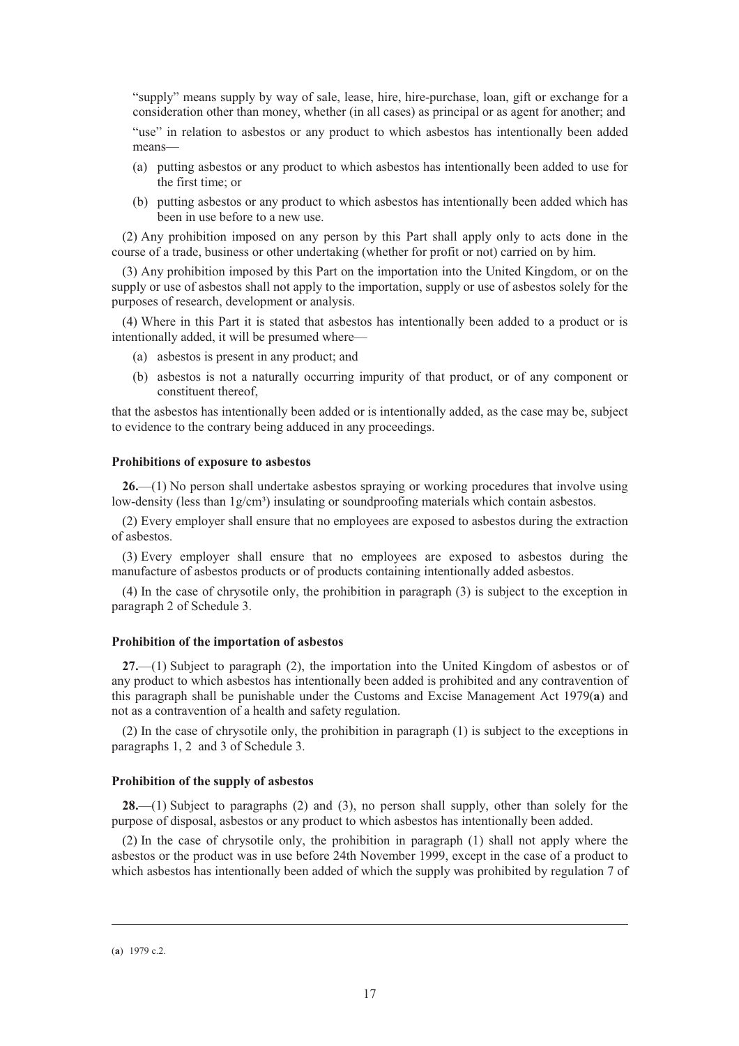"supply" means supply by way of sale, lease, hire, hire-purchase, loan, gift or exchange for a consideration other than money, whether (in all cases) as principal or as agent for another; and

"use" in relation to asbestos or any product to which asbestos has intentionally been added means—

(a) putting asbestos or any product to which asbestos has intentionally been added to use for the first time; or

(b) putting asbestos or any product to which asbestos has intentionally been added which has been in use before to a new use.

(2) Any prohibition imposed on any person by this Part shall apply only to acts done in the course of a trade, business or other undertaking (whether for profit or not) carried on by him.

(3) Any prohibition imposed by this Part on the importation into the United Kingdom, or on the supply or use of asbestos shall not apply to the importation, supply or use of asbestos solely for the purposes of research, development or analysis.

(4) Where in this Part it is stated that asbestos has intentionally been added to a product or is intentionally added, it will be presumed where—

(a) asbestos is present in any product; and

(b) asbestos is not a naturally occurring impurity of that product, or of any component or constituent thereof,

that the asbestos has intentionally been added or is intentionally added, as the case may be, subject to evidence to the contrary being adduced in any proceedings.

**Prohibitions of exposure to asbestos**

**26.**—(1) No person shall undertake asbestos spraying or working procedures that involve using low-density (less than $1g/cm^3$) insulating or soundproofing materials which contain asbestos.

(2) Every employer shall ensure that no employees are exposed to asbestos during the extraction of asbestos.

(3) Every employer shall ensure that no employees are exposed to asbestos during the manufacture of asbestos products or of products containing intentionally added asbestos.

(4) In the case of chrysotile only, the prohibition in paragraph (3) is subject to the exception in paragraph 2 of Schedule 3.

**Prohibition of the importation of asbestos**

**27.**—(1) Subject to paragraph (2), the importation into the United Kingdom of asbestos or of any product to which asbestos has intentionally been added is prohibited and any contravention of this paragraph shall be punishable under the Customs and Excise Management Act 1979(**a**) and not as a contravention of a health and safety regulation.

(2) In the case of chrysotile only, the prohibition in paragraph (1) is subject to the exceptions in paragraphs 1, 2 and 3 of Schedule 3.

**Prohibition of the supply of asbestos**

**28.**—(1) Subject to paragraphs (2) and (3), no person shall supply, other than solely for the purpose of disposal, asbestos or any product to which asbestos has intentionally been added.

(2) In the case of chrysotile only, the prohibition in paragraph (1) shall not apply where the asbestos or the product was in use before 24th November 1999, except in the case of a product to which asbestos has intentionally been added of which the supply was prohibited by regulation 7 of

(**a**) 1979 c.2.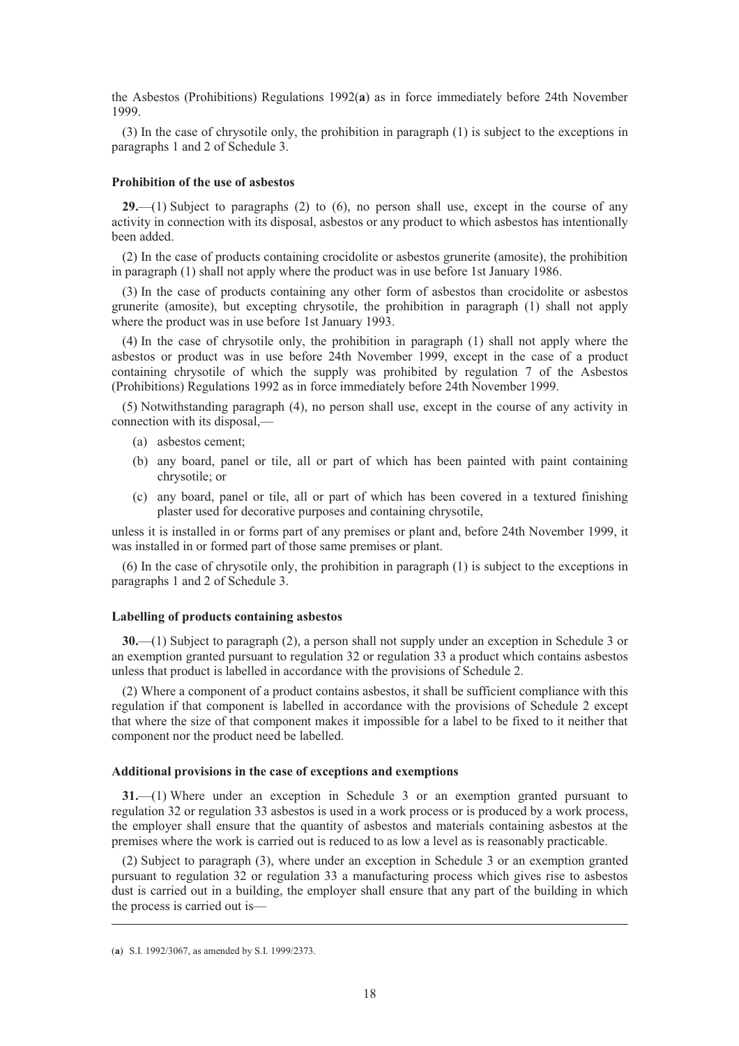the Asbestos (Prohibitions) Regulations 1992(**a**) as in force immediately before 24th November 1999.

(3) In the case of chrysotile only, the prohibition in paragraph (1) is subject to the exceptions in paragraphs 1 and 2 of Schedule 3.

**Prohibition of the use of asbestos**

**29.**—(1) Subject to paragraphs (2) to (6), no person shall use, except in the course of any activity in connection with its disposal, asbestos or any product to which asbestos has intentionally been added.

(2) In the case of products containing crocidolite or asbestos grunerite (amosite), the prohibition in paragraph (1) shall not apply where the product was in use before 1st January 1986.

(3) In the case of products containing any other form of asbestos than crocidolite or asbestos grunerite (amosite), but excepting chrysotile, the prohibition in paragraph (1) shall not apply where the product was in use before 1st January 1993.

(4) In the case of chrysotile only, the prohibition in paragraph (1) shall not apply where the asbestos or product was in use before 24th November 1999, except in the case of a product containing chrysotile of which the supply was prohibited by regulation 7 of the Asbestos (Prohibitions) Regulations 1992 as in force immediately before 24th November 1999.

(5) Notwithstanding paragraph (4), no person shall use, except in the course of any activity in connection with its disposal,—

- (a) asbestos cement;
- (b) any board, panel or tile, all or part of which has been painted with paint containing chrysotile; or
- (c) any board, panel or tile, all or part of which has been covered in a textured finishing plaster used for decorative purposes and containing chrysotile,

unless it is installed in or forms part of any premises or plant and, before 24th November 1999, it was installed in or formed part of those same premises or plant.

(6) In the case of chrysotile only, the prohibition in paragraph (1) is subject to the exceptions in paragraphs 1 and 2 of Schedule 3.

**Labelling of products containing asbestos**

**30.**—(1) Subject to paragraph (2), a person shall not supply under an exception in Schedule 3 or an exemption granted pursuant to regulation 32 or regulation 33 a product which contains asbestos unless that product is labelled in accordance with the provisions of Schedule 2.

(2) Where a component of a product contains asbestos, it shall be sufficient compliance with this regulation if that component is labelled in accordance with the provisions of Schedule 2 except that where the size of that component makes it impossible for a label to be fixed to it neither that component nor the product need be labelled.

**Additional provisions in the case of exceptions and exemptions**

**31.**—(1) Where under an exception in Schedule 3 or an exemption granted pursuant to regulation 32 or regulation 33 asbestos is used in a work process or is produced by a work process, the employer shall ensure that the quantity of asbestos and materials containing asbestos at the premises where the work is carried out is reduced to as low a level as is reasonably practicable.

(2) Subject to paragraph (3), where under an exception in Schedule 3 or an exemption granted pursuant to regulation 32 or regulation 33 a manufacturing process which gives rise to asbestos dust is carried out in a building, the employer shall ensure that any part of the building in which the process is carried out is—

---

(**a**) S.I. 1992/3067, as amended by S.I. 1999/2373.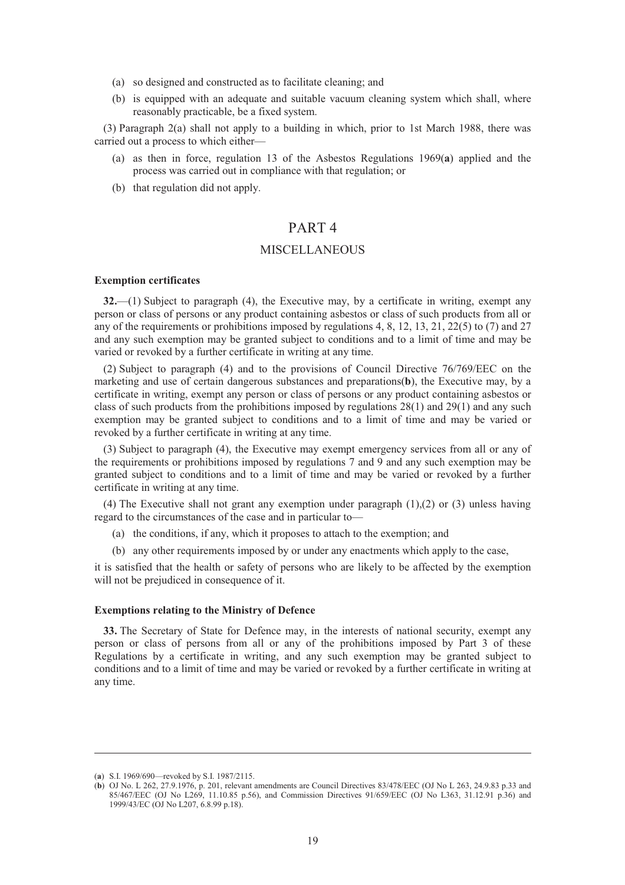(a) so designed and constructed as to facilitate cleaning; and

(b) is equipped with an adequate and suitable vacuum cleaning system which shall, where reasonably practicable, be a fixed system.

(3) Paragraph 2(a) shall not apply to a building in which, prior to 1st March 1988, there was carried out a process to which either—

(a) as then in force, regulation 13 of the Asbestos Regulations 1969(**a**) applied and the process was carried out in compliance with that regulation; or

(b) that regulation did not apply.

# PART 4

## MISCELLANEOUS

**Exemption certificates**

**32.**—(1) Subject to paragraph (4), the Executive may, by a certificate in writing, exempt any person or class of persons or any product containing asbestos or class of such products from all or any of the requirements or prohibitions imposed by regulations 4, 8, 12, 13, 21, 22(5) to (7) and 27 and any such exemption may be granted subject to conditions and to a limit of time and may be varied or revoked by a further certificate in writing at any time.

(2) Subject to paragraph (4) and to the provisions of Council Directive 76/769/EEC on the marketing and use of certain dangerous substances and preparations(**b**), the Executive may, by a certificate in writing, exempt any person or class of persons or any product containing asbestos or class of such products from the prohibitions imposed by regulations 28(1) and 29(1) and any such exemption may be granted subject to conditions and to a limit of time and may be varied or revoked by a further certificate in writing at any time.

(3) Subject to paragraph (4), the Executive may exempt emergency services from all or any of the requirements or prohibitions imposed by regulations 7 and 9 and any such exemption may be granted subject to conditions and to a limit of time and may be varied or revoked by a further certificate in writing at any time.

(4) The Executive shall not grant any exemption under paragraph (1),(2) or (3) unless having regard to the circumstances of the case and in particular to—

(a) the conditions, if any, which it proposes to attach to the exemption; and

(b) any other requirements imposed by or under any enactments which apply to the case,

it is satisfied that the health or safety of persons who are likely to be affected by the exemption will not be prejudiced in consequence of it.

**Exemptions relating to the Ministry of Defence**

**33.** The Secretary of State for Defence may, in the interests of national security, exempt any person or class of persons from all or any of the prohibitions imposed by Part 3 of these Regulations by a certificate in writing, and any such exemption may be granted subject to conditions and to a limit of time and may be varied or revoked by a further certificate in writing at any time.

---

(**a**) S.I. 1969/690—revoked by S.I. 1987/2115.

(**b**) OJ No. L 262, 27.9.1976, p. 201, relevant amendments are Council Directives 83/478/EEC (OJ No L 263, 24.9.83 p.33 and 85/467/EEC (OJ No L269, 11.10.85 p.56), and Commission Directives 91/659/EEC (OJ No L363, 31.12.91 p.36) and 1999/43/EC (OJ No L207, 6.8.99 p.18).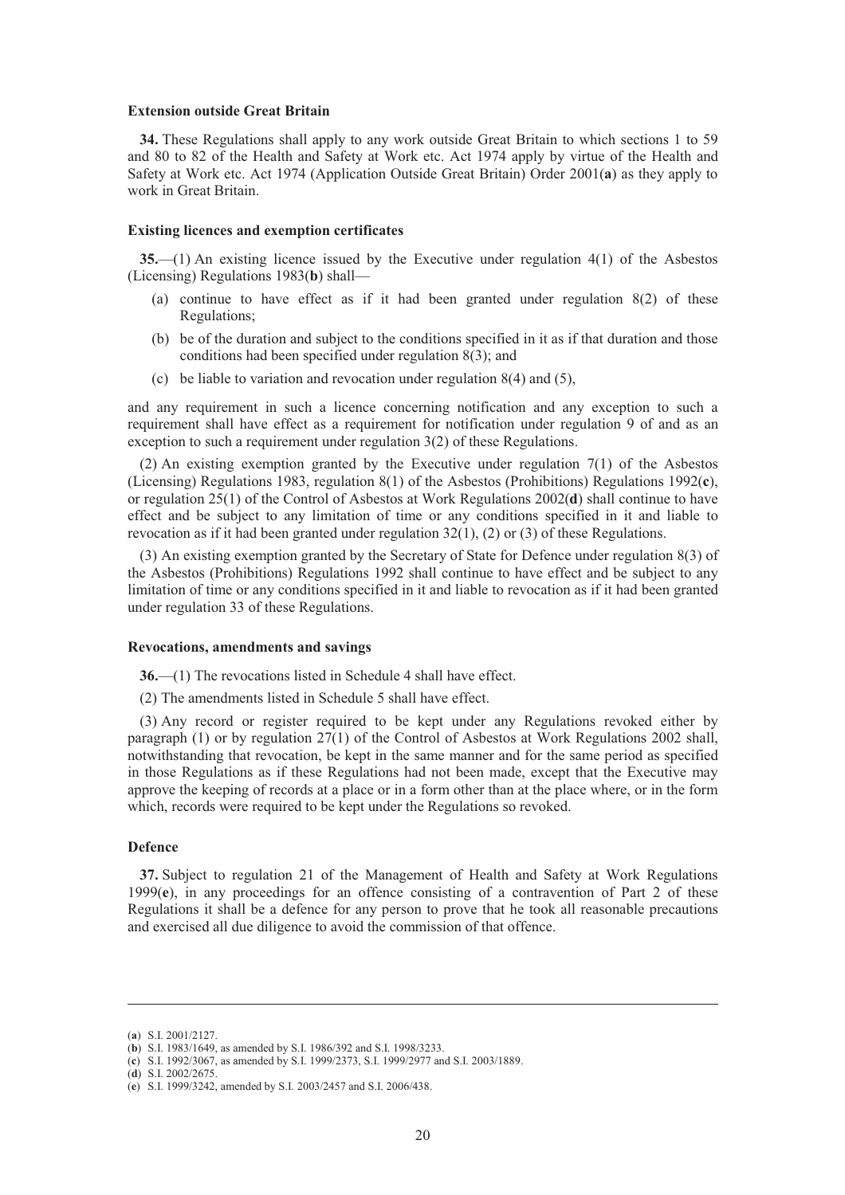**Extension outside Great Britain**

**34.** These Regulations shall apply to any work outside Great Britain to which sections 1 to 59 and 80 to 82 of the Health and Safety at Work etc. Act 1974 apply by virtue of the Health and Safety at Work etc. Act 1974 (Application Outside Great Britain) Order 2001(**a**) as they apply to work in Great Britain.

**Existing licences and exemption certificates**

**35.**—(1) An existing licence issued by the Executive under regulation 4(1) of the Asbestos (Licensing) Regulations 1983(**b**) shall—

(a) continue to have effect as if it had been granted under regulation 8(2) of these Regulations;

(b) be of the duration and subject to the conditions specified in it as if that duration and those conditions had been specified under regulation 8(3); and

(c) be liable to variation and revocation under regulation 8(4) and (5),

and any requirement in such a licence concerning notification and any exception to such a requirement shall have effect as a requirement for notification under regulation 9 of and as an exception to such a requirement under regulation 3(2) of these Regulations.

(2) An existing exemption granted by the Executive under regulation 7(1) of the Asbestos (Licensing) Regulations 1983, regulation 8(1) of the Asbestos (Prohibitions) Regulations 1992(**c**), or regulation 25(1) of the Control of Asbestos at Work Regulations 2002(**d**) shall continue to have effect and be subject to any limitation of time or any conditions specified in it and liable to revocation as if it had been granted under regulation 32(1), (2) or (3) of these Regulations.

(3) An existing exemption granted by the Secretary of State for Defence under regulation 8(3) of the Asbestos (Prohibitions) Regulations 1992 shall continue to have effect and be subject to any limitation of time or any conditions specified in it and liable to revocation as if it had been granted under regulation 33 of these Regulations.

**Revocations, amendments and savings**

**36.**—(1) The revocations listed in Schedule 4 shall have effect.

(2) The amendments listed in Schedule 5 shall have effect.

(3) Any record or register required to be kept under any Regulations revoked either by paragraph (1) or by regulation 27(1) of the Control of Asbestos at Work Regulations 2002 shall, notwithstanding that revocation, be kept in the same manner and for the same period as specified in those Regulations as if these Regulations had not been made, except that the Executive may approve the keeping of records at a place or in a form other than at the place where, or in the form which, records were required to be kept under the Regulations so revoked.

**Defence**

**37.** Subject to regulation 21 of the Management of Health and Safety at Work Regulations 1999(**e**), in any proceedings for an offence consisting of a contravention of Part 2 of these Regulations it shall be a defence for any person to prove that he took all reasonable precautions and exercised all due diligence to avoid the commission of that offence.

---

(**a**) S.I. 2001/2127.
(**b**) S.I. 1983/1649, as amended by S.I. 1986/392 and S.I. 1998/3233.
(**c**) S.I. 1992/3067, as amended by S.I. 1999/2373, S.I. 1999/2977 and S.I. 2003/1889.
(**d**) S.I. 2002/2675.
(**e**) S.I. 1999/3242, amended by S.I. 2003/2457 and S.I. 2006/438.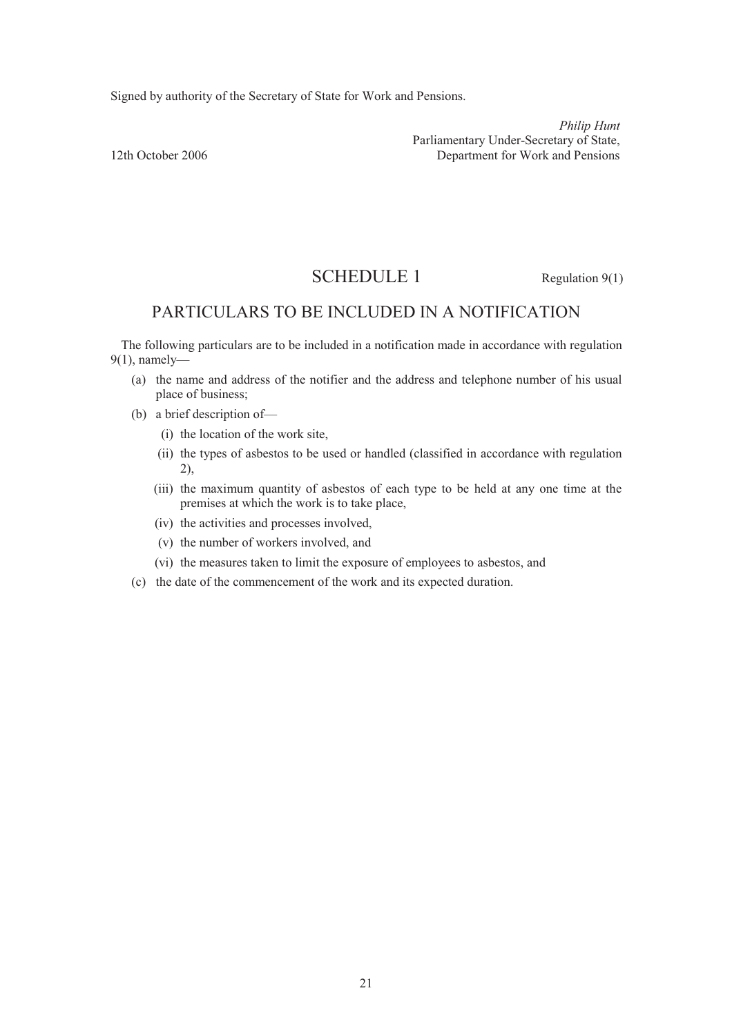Signed by authority of the Secretary of State for Work and Pensions.

*Philip Hunt*
Parliamentary Under-Secretary of State,
Department for Work and Pensions

12th October 2006

# SCHEDULE 1

Regulation 9(1)

## PARTICULARS TO BE INCLUDED IN A NOTIFICATION

The following particulars are to be included in a notification made in accordance with regulation 9(1), namely—

(a) the name and address of the notifier and the address and telephone number of his usual place of business;

(b) a brief description of—

 (i) the location of the work site,

 (ii) the types of asbestos to be used or handled (classified in accordance with regulation 2),

 (iii) the maximum quantity of asbestos of each type to be held at any one time at the premises at which the work is to take place,

 (iv) the activities and processes involved,

 (v) the number of workers involved, and

 (vi) the measures taken to limit the exposure of employees to asbestos, and

(c) the date of the commencement of the work and its expected duration.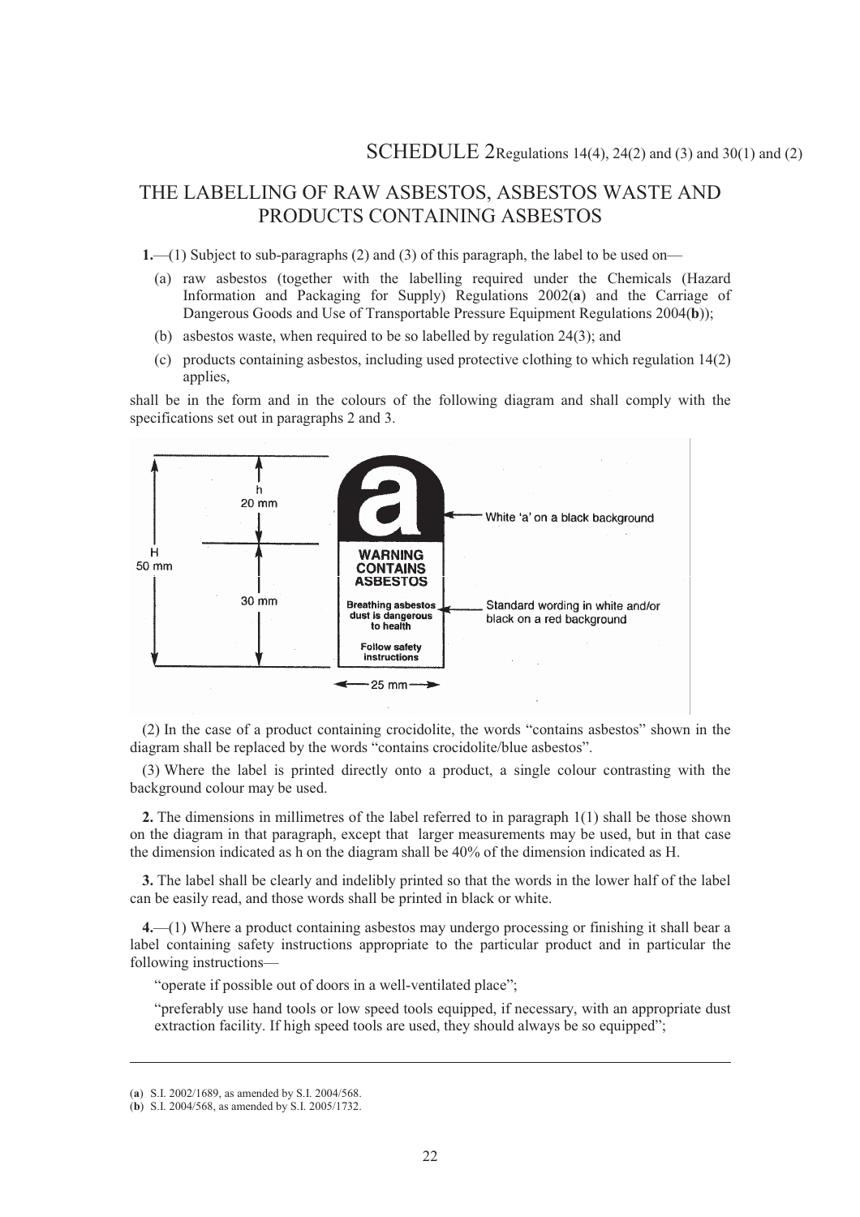# SCHEDULE 2

Regulations 14(4), 24(2) and (3) and 30(1) and (2)

## THE LABELLING OF RAW ASBESTOS, ASBESTOS WASTE AND PRODUCTS CONTAINING ASBESTOS

**1.**—(1) Subject to sub-paragraphs (2) and (3) of this paragraph, the label to be used on—

(a) raw asbestos (together with the labelling required under the Chemicals (Hazard Information and Packaging for Supply) Regulations 2002(**a**) and the Carriage of Dangerous Goods and Use of Transportable Pressure Equipment Regulations 2004(**b**));

(b) asbestos waste, when required to be so labelled by regulation 24(3); and

(c) products containing asbestos, including used protective clothing to which regulation 14(2) applies,

shall be in the form and in the colours of the following diagram and shall comply with the specifications set out in paragraphs 2 and 3.

H 50 mm; h 20 mm; 30 mm; 25 mm

a — White 'a' on a black background

WARNING CONTAINS ASBESTOS

Breathing asbestos dust is dangerous to health — Standard wording in white and/or black on a red background

Follow safety instructions

(2) In the case of a product containing crocidolite, the words "contains asbestos" shown in the diagram shall be replaced by the words "contains crocidolite/blue asbestos".

(3) Where the label is printed directly onto a product, a single colour contrasting with the background colour may be used.

**2.** The dimensions in millimetres of the label referred to in paragraph 1(1) shall be those shown on the diagram in that paragraph, except that larger measurements may be used, but in that case the dimension indicated as h on the diagram shall be 40% of the dimension indicated as H.

**3.** The label shall be clearly and indelibly printed so that the words in the lower half of the label can be easily read, and those words shall be printed in black or white.

**4.**—(1) Where a product containing asbestos may undergo processing or finishing it shall bear a label containing safety instructions appropriate to the particular product and in particular the following instructions—

"operate if possible out of doors in a well-ventilated place";

"preferably use hand tools or low speed tools equipped, if necessary, with an appropriate dust extraction facility. If high speed tools are used, they should always be so equipped";

---

(**a**) S.I. 2002/1689, as amended by S.I. 2004/568.

(**b**) S.I. 2004/568, as amended by S.I. 2005/1732.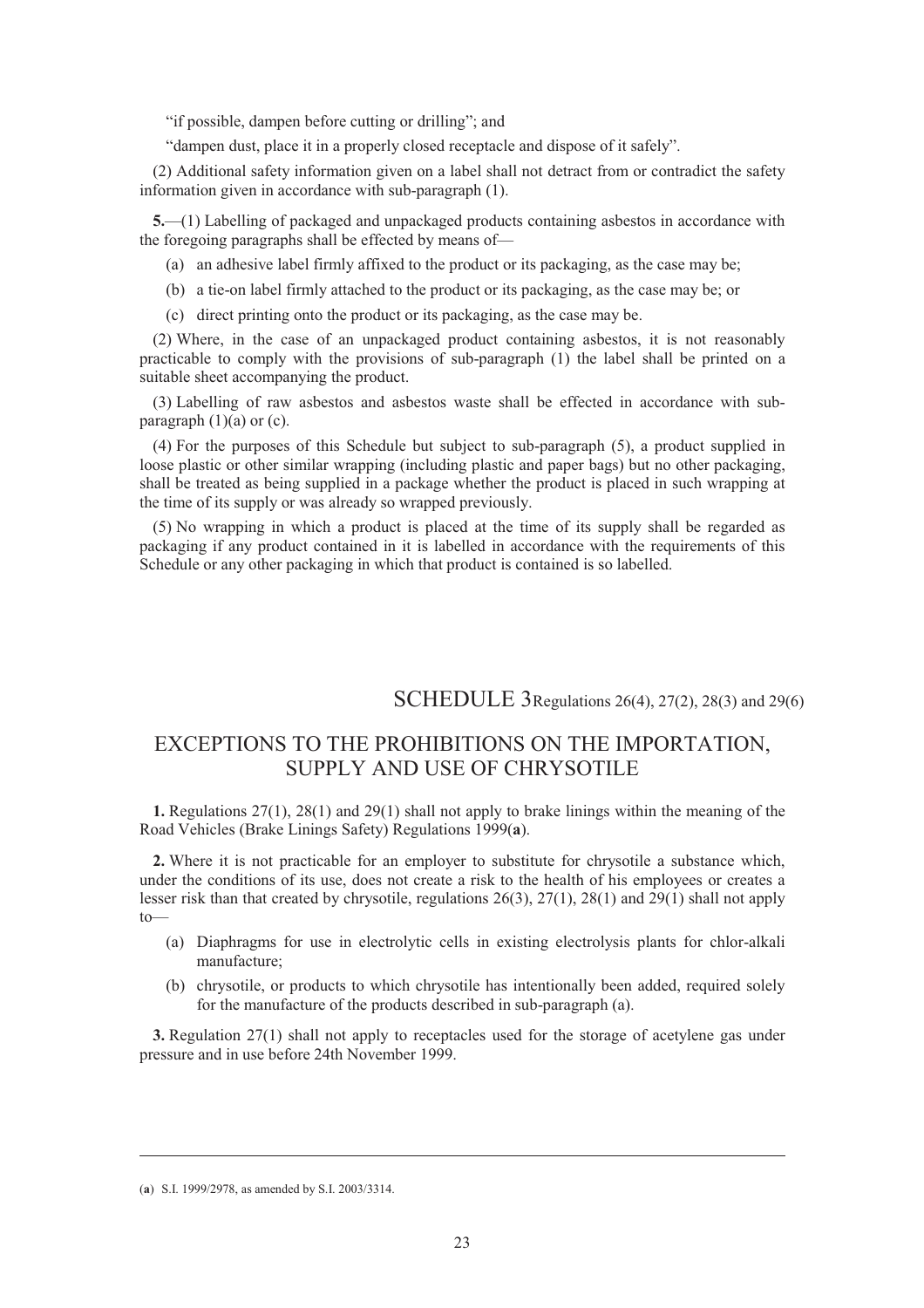"if possible, dampen before cutting or drilling"; and

"dampen dust, place it in a properly closed receptacle and dispose of it safely".

(2) Additional safety information given on a label shall not detract from or contradict the safety information given in accordance with sub-paragraph (1).

**5.**—(1) Labelling of packaged and unpackaged products containing asbestos in accordance with the foregoing paragraphs shall be effected by means of—

(a) an adhesive label firmly affixed to the product or its packaging, as the case may be;

(b) a tie-on label firmly attached to the product or its packaging, as the case may be; or

(c) direct printing onto the product or its packaging, as the case may be.

(2) Where, in the case of an unpackaged product containing asbestos, it is not reasonably practicable to comply with the provisions of sub-paragraph (1) the label shall be printed on a suitable sheet accompanying the product.

(3) Labelling of raw asbestos and asbestos waste shall be effected in accordance with sub-paragraph (1)(a) or (c).

(4) For the purposes of this Schedule but subject to sub-paragraph (5), a product supplied in loose plastic or other similar wrapping (including plastic and paper bags) but no other packaging, shall be treated as being supplied in a package whether the product is placed in such wrapping at the time of its supply or was already so wrapped previously.

(5) No wrapping in which a product is placed at the time of its supply shall be regarded as packaging if any product contained in it is labelled in accordance with the requirements of this Schedule or any other packaging in which that product is contained is so labelled.

## SCHEDULE 3 Regulations 26(4), 27(2), 28(3) and 29(6)

## EXCEPTIONS TO THE PROHIBITIONS ON THE IMPORTATION, SUPPLY AND USE OF CHRYSOTILE

**1.** Regulations 27(1), 28(1) and 29(1) shall not apply to brake linings within the meaning of the Road Vehicles (Brake Linings Safety) Regulations 1999(**a**).

**2.** Where it is not practicable for an employer to substitute for chrysotile a substance which, under the conditions of its use, does not create a risk to the health of his employees or creates a lesser risk than that created by chrysotile, regulations 26(3), 27(1), 28(1) and 29(1) shall not apply to—

(a) Diaphragms for use in electrolytic cells in existing electrolysis plants for chlor-alkali manufacture;

(b) chrysotile, or products to which chrysotile has intentionally been added, required solely for the manufacture of the products described in sub-paragraph (a).

**3.** Regulation 27(1) shall not apply to receptacles used for the storage of acetylene gas under pressure and in use before 24th November 1999.

---

(**a**) S.I. 1999/2978, as amended by S.I. 2003/3314.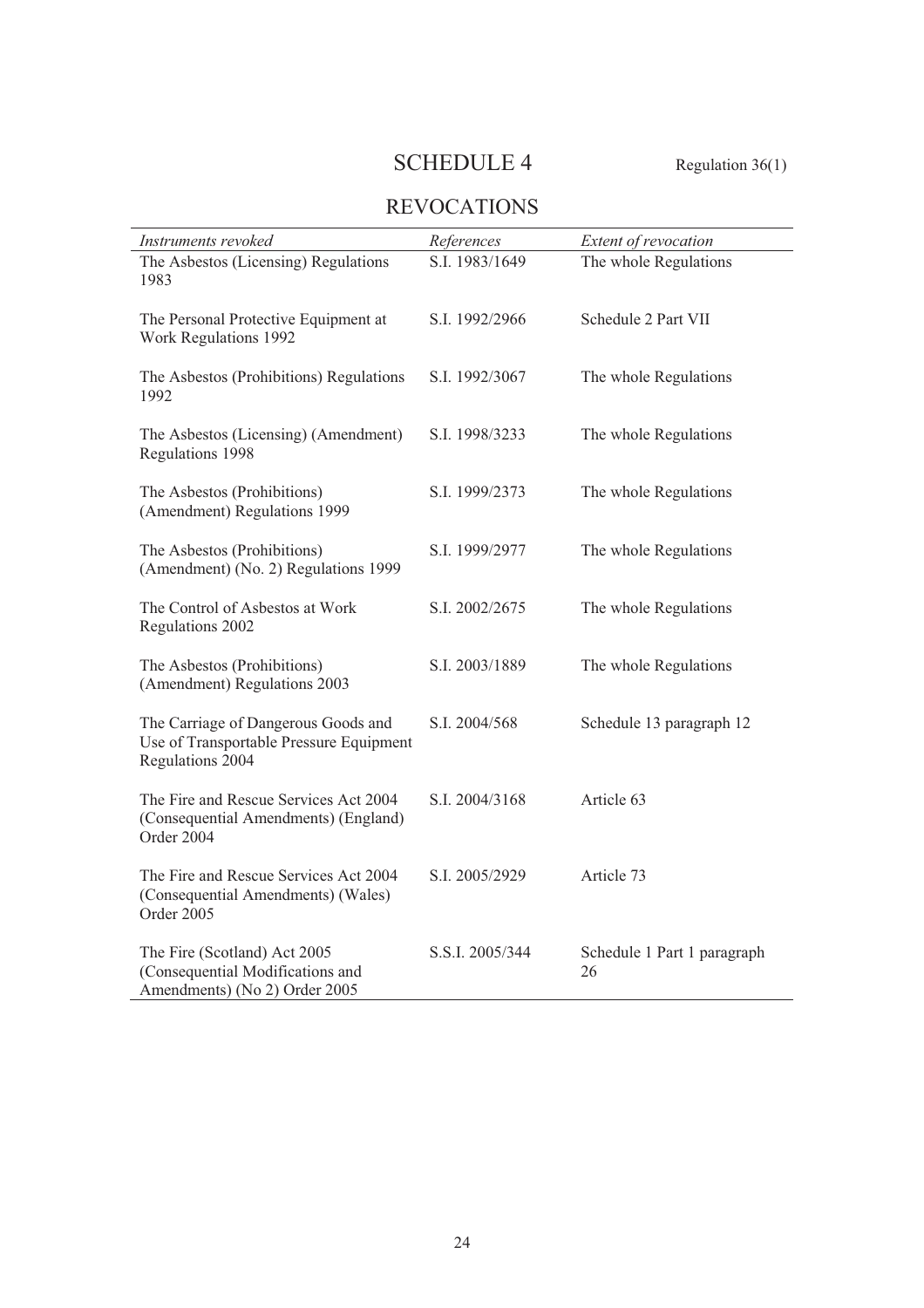# SCHEDULE 4

Regulation 36(1)

## REVOCATIONS

| *Instruments revoked* | *References* | *Extent of revocation* |
|---|---|---|
| The Asbestos (Licensing) Regulations 1983 | S.I. 1983/1649 | The whole Regulations |
| The Personal Protective Equipment at Work Regulations 1992 | S.I. 1992/2966 | Schedule 2 Part VII |
| The Asbestos (Prohibitions) Regulations 1992 | S.I. 1992/3067 | The whole Regulations |
| The Asbestos (Licensing) (Amendment) Regulations 1998 | S.I. 1998/3233 | The whole Regulations |
| The Asbestos (Prohibitions) (Amendment) Regulations 1999 | S.I. 1999/2373 | The whole Regulations |
| The Asbestos (Prohibitions) (Amendment) (No. 2) Regulations 1999 | S.I. 1999/2977 | The whole Regulations |
| The Control of Asbestos at Work Regulations 2002 | S.I. 2002/2675 | The whole Regulations |
| The Asbestos (Prohibitions) (Amendment) Regulations 2003 | S.I. 2003/1889 | The whole Regulations |
| The Carriage of Dangerous Goods and Use of Transportable Pressure Equipment Regulations 2004 | S.I. 2004/568 | Schedule 13 paragraph 12 |
| The Fire and Rescue Services Act 2004 (Consequential Amendments) (England) Order 2004 | S.I. 2004/3168 | Article 63 |
| The Fire and Rescue Services Act 2004 (Consequential Amendments) (Wales) Order 2005 | S.I. 2005/2929 | Article 73 |
| The Fire (Scotland) Act 2005 (Consequential Modifications and Amendments) (No 2) Order 2005 | S.S.I. 2005/344 | Schedule 1 Part 1 paragraph 26 |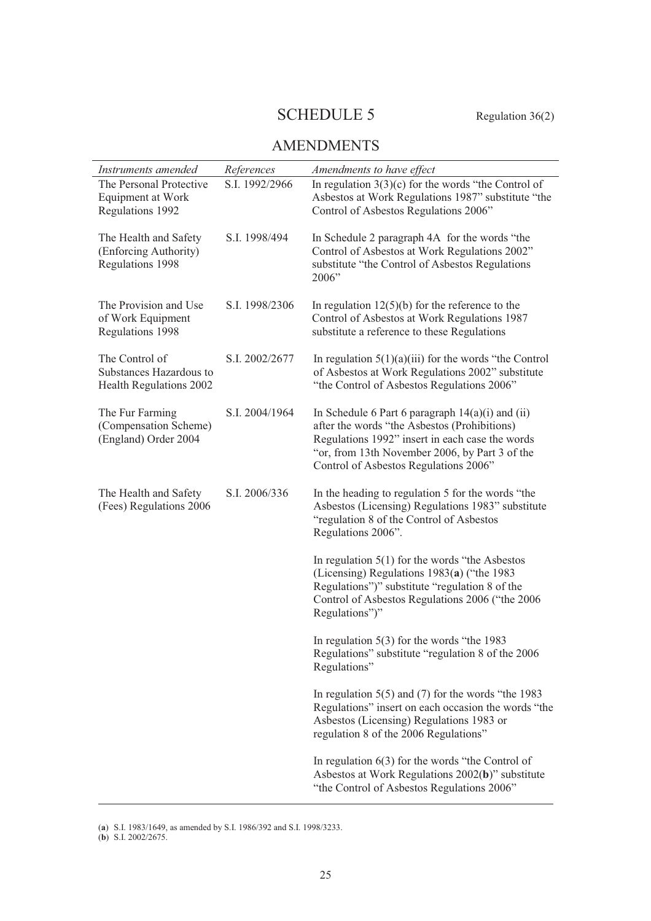# SCHEDULE 5

Regulation 36(2)

## AMENDMENTS

| *Instruments amended* | *References* | *Amendments to have effect* |
|---|---|---|
| The Personal Protective Equipment at Work Regulations 1992 | S.I. 1992/2966 | In regulation 3(3)(c) for the words "the Control of Asbestos at Work Regulations 1987" substitute "the Control of Asbestos Regulations 2006" |
| The Health and Safety (Enforcing Authority) Regulations 1998 | S.I. 1998/494 | In Schedule 2 paragraph 4A for the words "the Control of Asbestos at Work Regulations 2002" substitute "the Control of Asbestos Regulations 2006" |
| The Provision and Use of Work Equipment Regulations 1998 | S.I. 1998/2306 | In regulation 12(5)(b) for the reference to the Control of Asbestos at Work Regulations 1987 substitute a reference to these Regulations |
| The Control of Substances Hazardous to Health Regulations 2002 | S.I. 2002/2677 | In regulation 5(1)(a)(iii) for the words "the Control of Asbestos at Work Regulations 2002" substitute "the Control of Asbestos Regulations 2006" |
| The Fur Farming (Compensation Scheme) (England) Order 2004 | S.I. 2004/1964 | In Schedule 6 Part 6 paragraph 14(a)(i) and (ii) after the words "the Asbestos (Prohibitions) Regulations 1992" insert in each case the words "or, from 13th November 2006, by Part 3 of the Control of Asbestos Regulations 2006" |
| The Health and Safety (Fees) Regulations 2006 | S.I. 2006/336 | In the heading to regulation 5 for the words "the Asbestos (Licensing) Regulations 1983" substitute "regulation 8 of the Control of Asbestos Regulations 2006". |
| | | In regulation 5(1) for the words "the Asbestos (Licensing) Regulations 1983(**a**) ("the 1983 Regulations")" substitute "regulation 8 of the Control of Asbestos Regulations 2006 ("the 2006 Regulations")" |
| | | In regulation 5(3) for the words "the 1983 Regulations" substitute "regulation 8 of the 2006 Regulations" |
| | | In regulation 5(5) and (7) for the words "the 1983 Regulations" insert on each occasion the words "the Asbestos (Licensing) Regulations 1983 or regulation 8 of the 2006 Regulations" |
| | | In regulation 6(3) for the words "the Control of Asbestos at Work Regulations 2002(**b**)" substitute "the Control of Asbestos Regulations 2006" |

(**a**) S.I. 1983/1649, as amended by S.I. 1986/392 and S.I. 1998/3233.
(**b**) S.I. 2002/2675.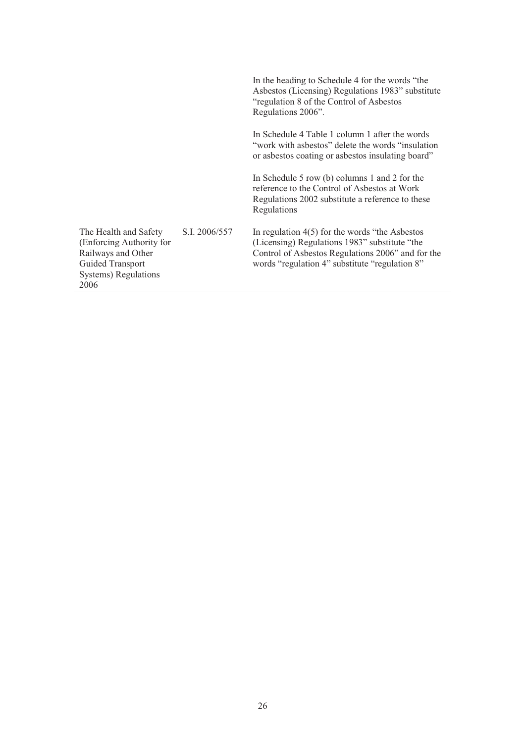| | | |
|---|---|---|
| | | In the heading to Schedule 4 for the words "the Asbestos (Licensing) Regulations 1983" substitute "regulation 8 of the Control of Asbestos Regulations 2006".<br><br>In Schedule 4 Table 1 column 1 after the words "work with asbestos" delete the words "insulation or asbestos coating or asbestos insulating board"<br><br>In Schedule 5 row (b) columns 1 and 2 for the reference to the Control of Asbestos at Work Regulations 2002 substitute a reference to these Regulations |
| The Health and Safety (Enforcing Authority for Railways and Other Guided Transport Systems) Regulations 2006 | S.I. 2006/557 | In regulation 4(5) for the words "the Asbestos (Licensing) Regulations 1983" substitute "the Control of Asbestos Regulations 2006" and for the words "regulation 4" substitute "regulation 8" |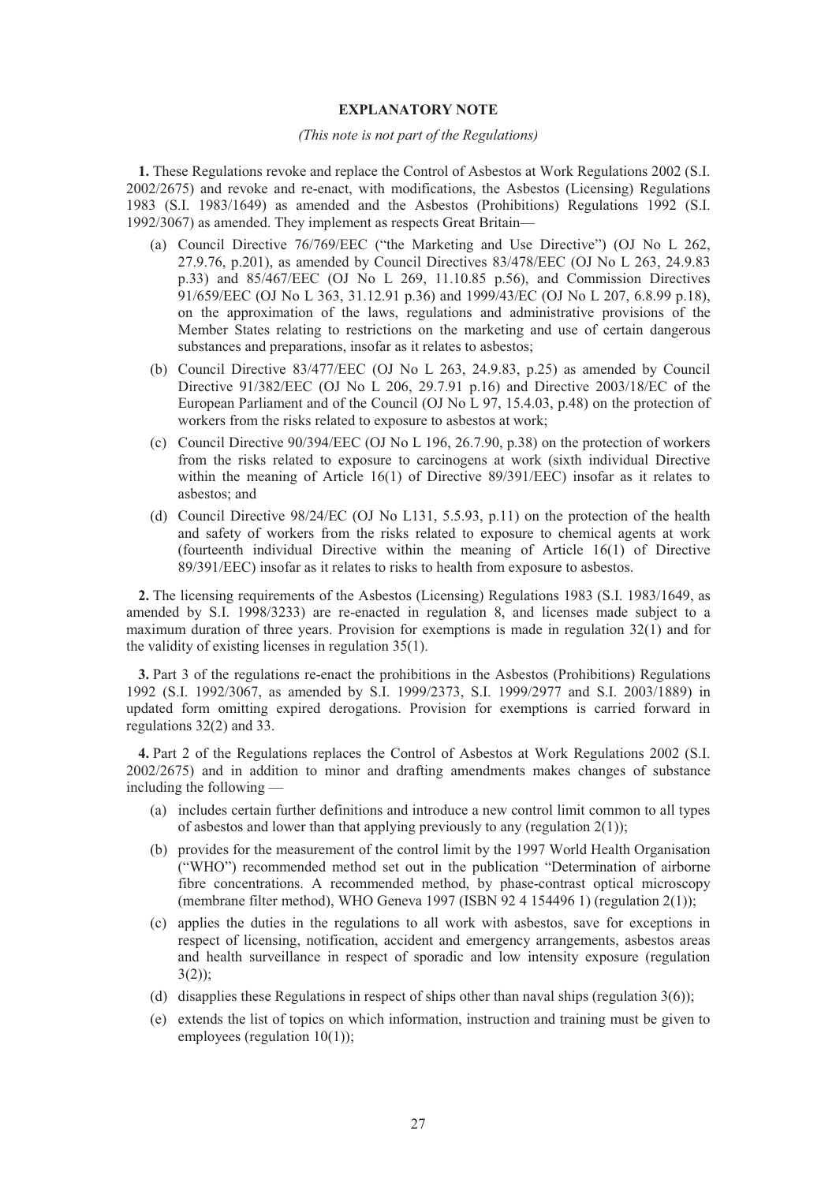## EXPLANATORY NOTE

*(This note is not part of the Regulations)*

**1.** These Regulations revoke and replace the Control of Asbestos at Work Regulations 2002 (S.I. 2002/2675) and revoke and re-enact, with modifications, the Asbestos (Licensing) Regulations 1983 (S.I. 1983/1649) as amended and the Asbestos (Prohibitions) Regulations 1992 (S.I. 1992/3067) as amended. They implement as respects Great Britain—

(a) Council Directive 76/769/EEC ("the Marketing and Use Directive") (OJ No L 262, 27.9.76, p.201), as amended by Council Directives 83/478/EEC (OJ No L 263, 24.9.83 p.33) and 85/467/EEC (OJ No L 269, 11.10.85 p.56), and Commission Directives 91/659/EEC (OJ No L 363, 31.12.91 p.36) and 1999/43/EC (OJ No L 207, 6.8.99 p.18), on the approximation of the laws, regulations and administrative provisions of the Member States relating to restrictions on the marketing and use of certain dangerous substances and preparations, insofar as it relates to asbestos;

(b) Council Directive 83/477/EEC (OJ No L 263, 24.9.83, p.25) as amended by Council Directive 91/382/EEC (OJ No L 206, 29.7.91 p.16) and Directive 2003/18/EC of the European Parliament and of the Council (OJ No L 97, 15.4.03, p.48) on the protection of workers from the risks related to exposure to asbestos at work;

(c) Council Directive 90/394/EEC (OJ No L 196, 26.7.90, p.38) on the protection of workers from the risks related to exposure to carcinogens at work (sixth individual Directive within the meaning of Article 16(1) of Directive 89/391/EEC) insofar as it relates to asbestos; and

(d) Council Directive 98/24/EC (OJ No L131, 5.5.93, p.11) on the protection of the health and safety of workers from the risks related to exposure to chemical agents at work (fourteenth individual Directive within the meaning of Article 16(1) of Directive 89/391/EEC) insofar as it relates to risks to health from exposure to asbestos.

**2.** The licensing requirements of the Asbestos (Licensing) Regulations 1983 (S.I. 1983/1649, as amended by S.I. 1998/3233) are re-enacted in regulation 8, and licenses made subject to a maximum duration of three years. Provision for exemptions is made in regulation 32(1) and for the validity of existing licenses in regulation 35(1).

**3.** Part 3 of the regulations re-enact the prohibitions in the Asbestos (Prohibitions) Regulations 1992 (S.I. 1992/3067, as amended by S.I. 1999/2373, S.I. 1999/2977 and S.I. 2003/1889) in updated form omitting expired derogations. Provision for exemptions is carried forward in regulations 32(2) and 33.

**4.** Part 2 of the Regulations replaces the Control of Asbestos at Work Regulations 2002 (S.I. 2002/2675) and in addition to minor and drafting amendments makes changes of substance including the following —

(a) includes certain further definitions and introduce a new control limit common to all types of asbestos and lower than that applying previously to any (regulation 2(1));

(b) provides for the measurement of the control limit by the 1997 World Health Organisation ("WHO") recommended method set out in the publication "Determination of airborne fibre concentrations. A recommended method, by phase-contrast optical microscopy (membrane filter method), WHO Geneva 1997 (ISBN 92 4 154496 1) (regulation 2(1));

(c) applies the duties in the regulations to all work with asbestos, save for exceptions in respect of licensing, notification, accident and emergency arrangements, asbestos areas and health surveillance in respect of sporadic and low intensity exposure (regulation 3(2));

(d) disapplies these Regulations in respect of ships other than naval ships (regulation 3(6));

(e) extends the list of topics on which information, instruction and training must be given to employees (regulation 10(1));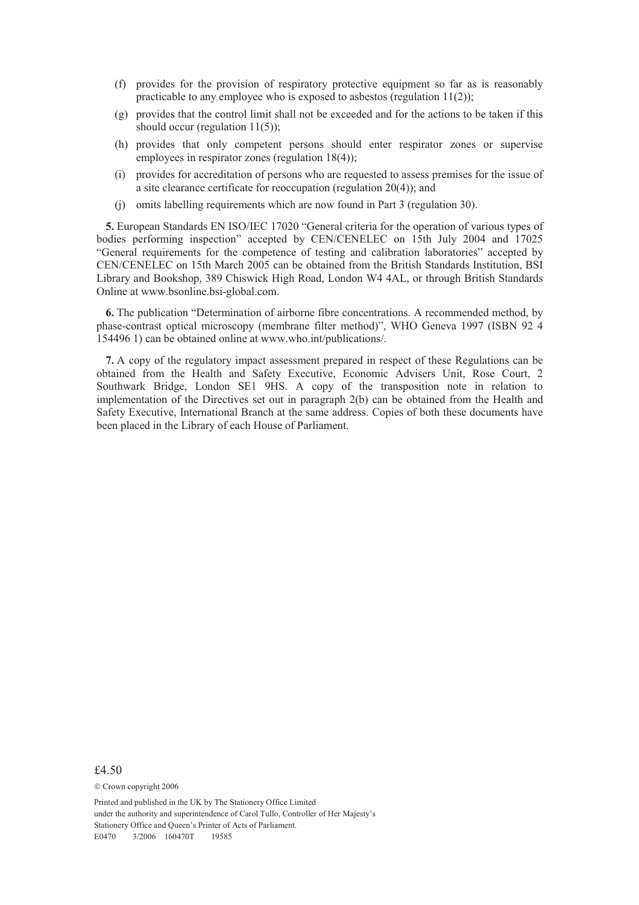(f) provides for the provision of respiratory protective equipment so far as is reasonably practicable to any employee who is exposed to asbestos (regulation 11(2));

(g) provides that the control limit shall not be exceeded and for the actions to be taken if this should occur (regulation 11(5));

(h) provides that only competent persons should enter respirator zones or supervise employees in respirator zones (regulation 18(4));

(i) provides for accreditation of persons who are requested to assess premises for the issue of a site clearance certificate for reoccupation (regulation 20(4)); and

(j) omits labelling requirements which are now found in Part 3 (regulation 30).

**5.** European Standards EN ISO/IEC 17020 "General criteria for the operation of various types of bodies performing inspection" accepted by CEN/CENELEC on 15th July 2004 and 17025 "General requirements for the competence of testing and calibration laboratories" accepted by CEN/CENELEC on 15th March 2005 can be obtained from the British Standards Institution, BSI Library and Bookshop, 389 Chiswick High Road, London W4 4AL, or through British Standards Online at www.bsonline.bsi-global.com.

**6.** The publication "Determination of airborne fibre concentrations. A recommended method, by phase-contrast optical microscopy (membrane filter method)", WHO Geneva 1997 (ISBN 92 4 154496 1) can be obtained online at www.who.int/publications/.

**7.** A copy of the regulatory impact assessment prepared in respect of these Regulations can be obtained from the Health and Safety Executive, Economic Advisers Unit, Rose Court, 2 Southwark Bridge, London SE1 9HS. A copy of the transposition note in relation to implementation of the Directives set out in paragraph 2(b) can be obtained from the Health and Safety Executive, International Branch at the same address. Copies of both these documents have been placed in the Library of each House of Parliament.

£4.50

© Crown copyright 2006

Printed and published in the UK by The Stationery Office Limited
under the authority and superintendence of Carol Tullo, Controller of Her Majesty's
Stationery Office and Queen's Printer of Acts of Parliament.
E0470 3/2006 160470T 19585